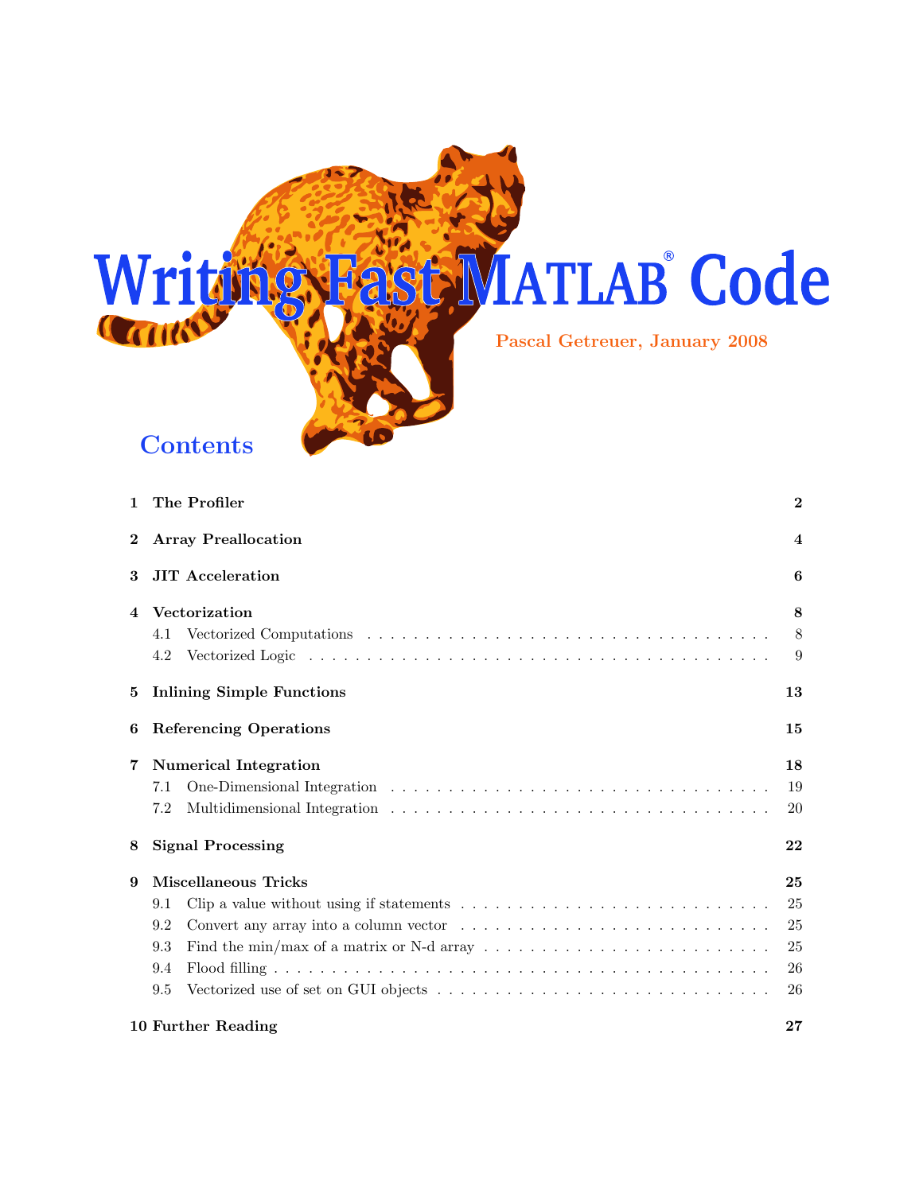# Writing Fast MATLAB® Code

Pascal Getreuer, January 2008

## Contents

| | | |
|---|---|---|
| **1** | **The Profiler** | **2** |
| **2** | **Array Preallocation** | **4** |
| **3** | **JIT Acceleration** | **6** |
| **4** | **Vectorization** | **8** |
| 4.1 | Vectorized Computations | 8 |
| 4.2 | Vectorized Logic | 9 |
| **5** | **Inlining Simple Functions** | **13** |
| **6** | **Referencing Operations** | **15** |
| **7** | **Numerical Integration** | **18** |
| 7.1 | One-Dimensional Integration | 19 |
| 7.2 | Multidimensional Integration | 20 |
| **8** | **Signal Processing** | **22** |
| **9** | **Miscellaneous Tricks** | **25** |
| 9.1 | Clip a value without using if statements | 25 |
| 9.2 | Convert any array into a column vector | 25 |
| 9.3 | Find the min/max of a matrix or N-d array | 25 |
| 9.4 | Flood filling | 26 |
| 9.5 | Vectorized use of set on GUI objects | 26 |
| **10** | **Further Reading** | **27** |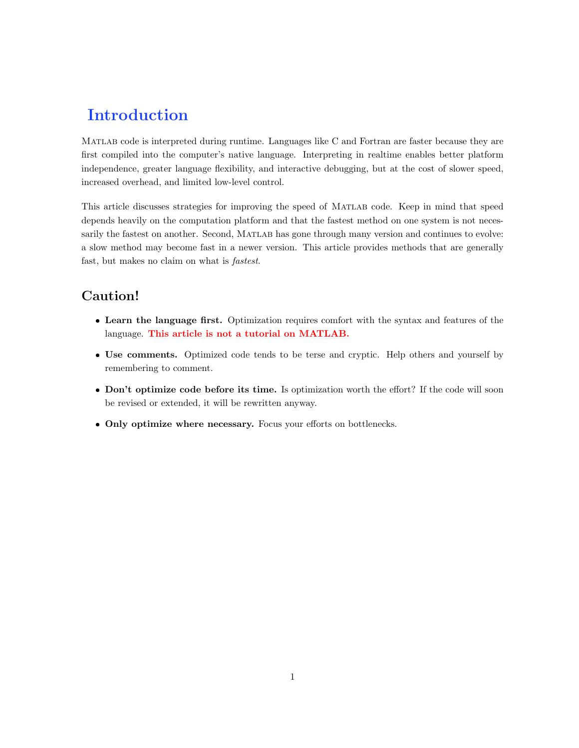# Introduction

MATLAB code is interpreted during runtime. Languages like C and Fortran are faster because they are first compiled into the computer's native language. Interpreting in realtime enables better platform independence, greater language flexibility, and interactive debugging, but at the cost of slower speed, increased overhead, and limited low-level control.

This article discusses strategies for improving the speed of MATLAB code. Keep in mind that speed depends heavily on the computation platform and that the fastest method on one system is not necessarily the fastest on another. Second, MATLAB has gone through many version and continues to evolve: a slow method may become fast in a newer version. This article provides methods that are generally fast, but makes no claim on what is *fastest*.

## Caution!

- **Learn the language first.** Optimization requires comfort with the syntax and features of the language. **This article is not a tutorial on MATLAB.**
- **Use comments.** Optimized code tends to be terse and cryptic. Help others and yourself by remembering to comment.
- **Don't optimize code before its time.** Is optimization worth the effort? If the code will soon be revised or extended, it will be rewritten anyway.
- **Only optimize where necessary.** Focus your efforts on bottlenecks.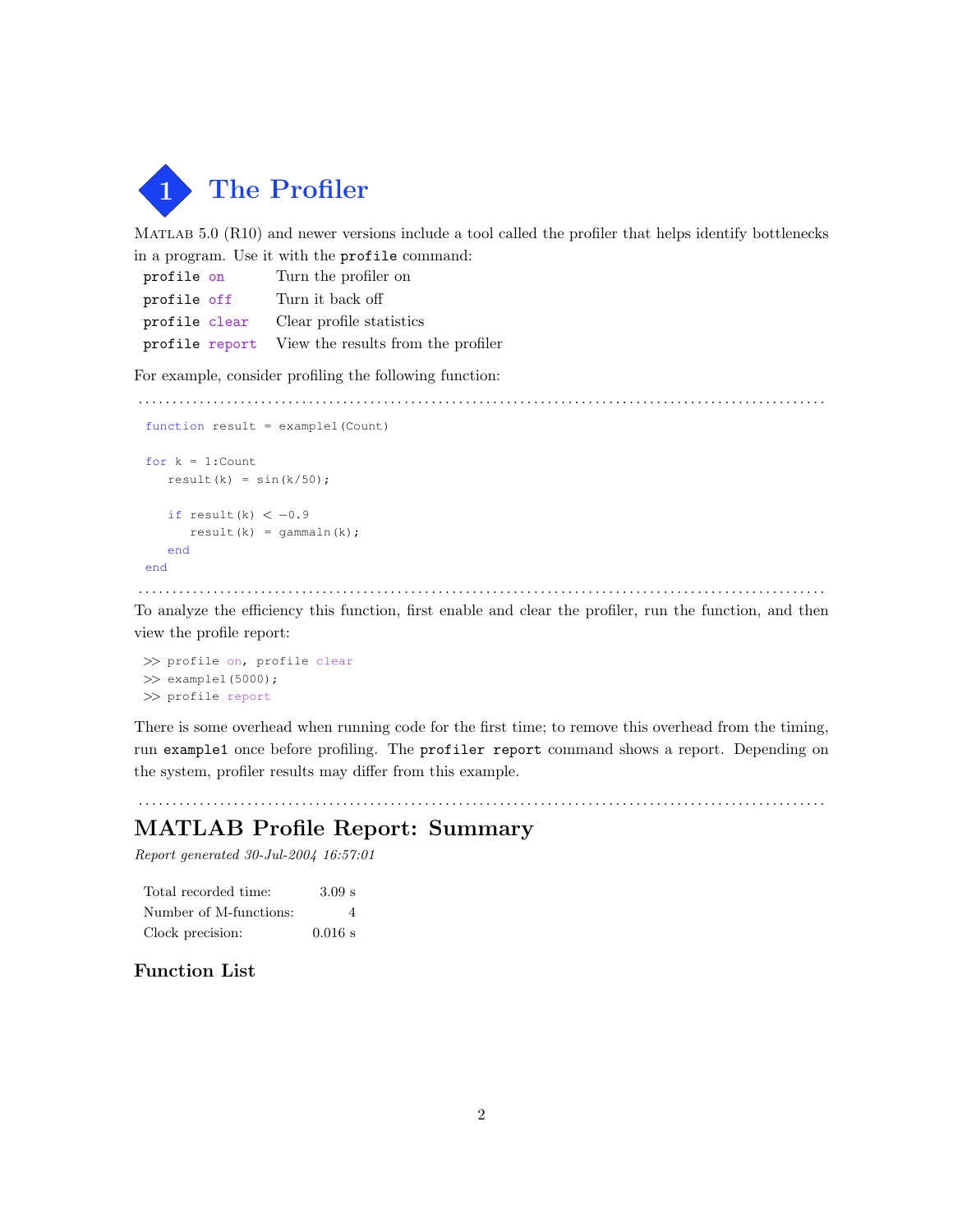# 1 The Profiler

MATLAB 5.0 (R10) and newer versions include a tool called the profiler that helps identify bottlenecks in a program. Use it with the `profile` command:

| | |
|---|---|
| `profile on` | Turn the profiler on |
| `profile off` | Turn it back off |
| `profile clear` | Clear profile statistics |
| `profile report` | View the results from the profiler |

For example, consider profiling the following function:

```
function result = example1(Count)

for k = 1:Count
   result(k) = sin(k/50);

   if result(k) < -0.9
      result(k) = gammaln(k);
   end
end
```

To analyze the efficiency this function, first enable and clear the profiler, run the function, and then view the profile report:

```
>> profile on, profile clear
>> example1(5000);
>> profile report
```

There is some overhead when running code for the first time; to remove this overhead from the timing, run `example1` once before profiling. The `profiler report` command shows a report. Depending on the system, profiler results may differ from this example.

## MATLAB Profile Report: Summary

*Report generated 30-Jul-2004 16:57:01*

| | |
|---|---|
| Total recorded time: | 3.09 s |
| Number of M-functions: | 4 |
| Clock precision: | 0.016 s |

### Function List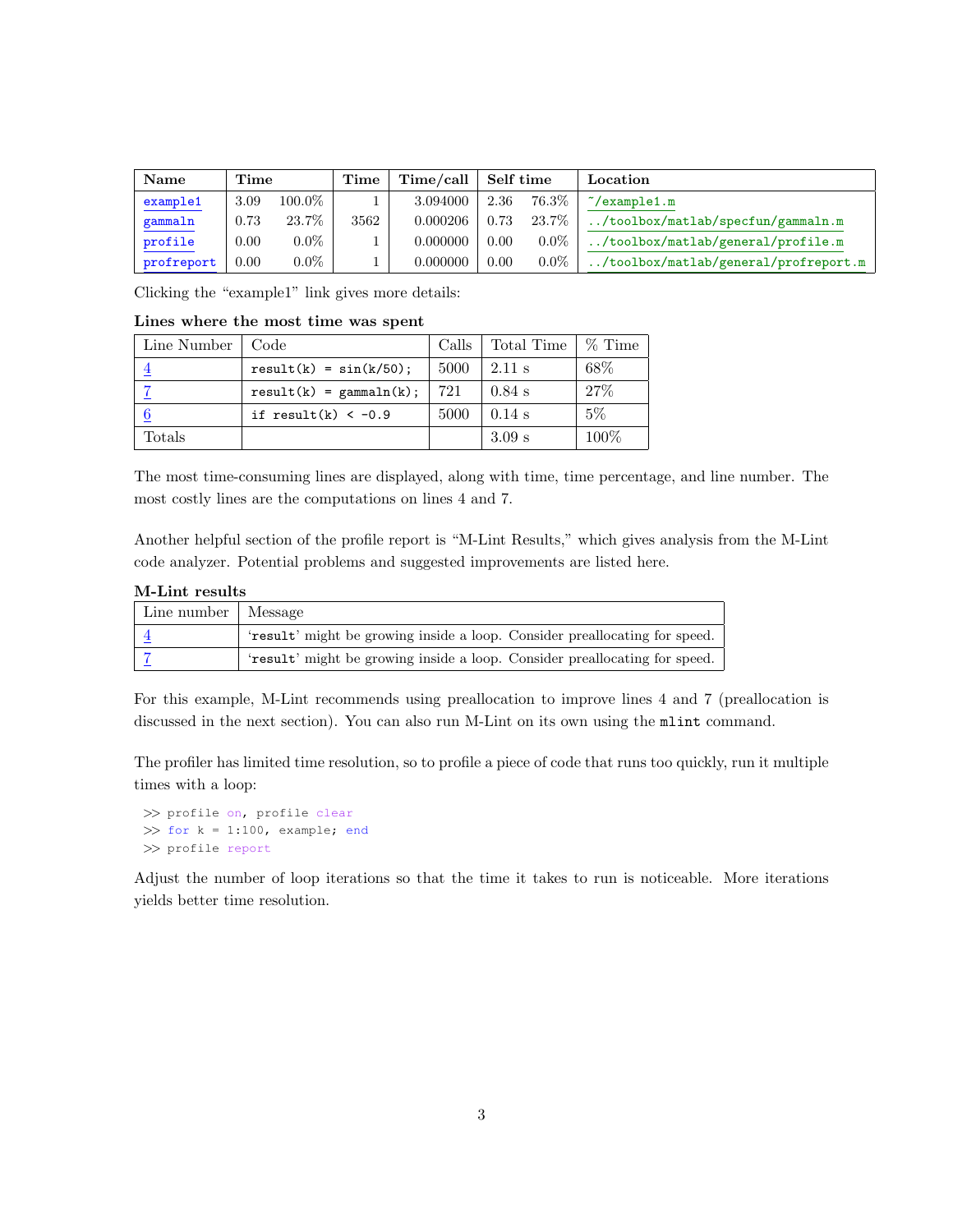| Name | Time | | Time | Time/call | Self time | | Location |
|---|---|---|---|---|---|---|---|
| example1 | 3.09 | 100.0% | 1 | 3.094000 | 2.36 | 76.3% | ~/example1.m |
| gammaln | 0.73 | 23.7% | 3562 | 0.000206 | 0.73 | 23.7% | ../toolbox/matlab/specfun/gammaln.m |
| profile | 0.00 | 0.0% | 1 | 0.000000 | 0.00 | 0.0% | ../toolbox/matlab/general/profile.m |
| profreport | 0.00 | 0.0% | 1 | 0.000000 | 0.00 | 0.0% | ../toolbox/matlab/general/profreport.m |

Clicking the "example1" link gives more details:

**Lines where the most time was spent**

| Line Number | Code | Calls | Total Time | % Time |
|---|---|---|---|---|
| 4 | `result(k) = sin(k/50);` | 5000 | 2.11 s | 68% |
| 7 | `result(k) = gammaln(k);` | 721 | 0.84 s | 27% |
| 6 | `if result(k) < -0.9` | 5000 | 0.14 s | 5% |
| Totals | | | 3.09 s | 100% |

The most time-consuming lines are displayed, along with time, time percentage, and line number. The most costly lines are the computations on lines 4 and 7.

Another helpful section of the profile report is "M-Lint Results," which gives analysis from the M-Lint code analyzer. Potential problems and suggested improvements are listed here.

**M-Lint results**

| Line number | Message |
|---|---|
| 4 | '`result`' might be growing inside a loop. Consider preallocating for speed. |
| 7 | '`result`' might be growing inside a loop. Consider preallocating for speed. |

For this example, M-Lint recommends using preallocation to improve lines 4 and 7 (preallocation is discussed in the next section). You can also run M-Lint on its own using the `mlint` command.

The profiler has limited time resolution, so to profile a piece of code that runs too quickly, run it multiple times with a loop:

```
>> profile on, profile clear
>> for k = 1:100, example; end
>> profile report
```

Adjust the number of loop iterations so that the time it takes to run is noticeable. More iterations yields better time resolution.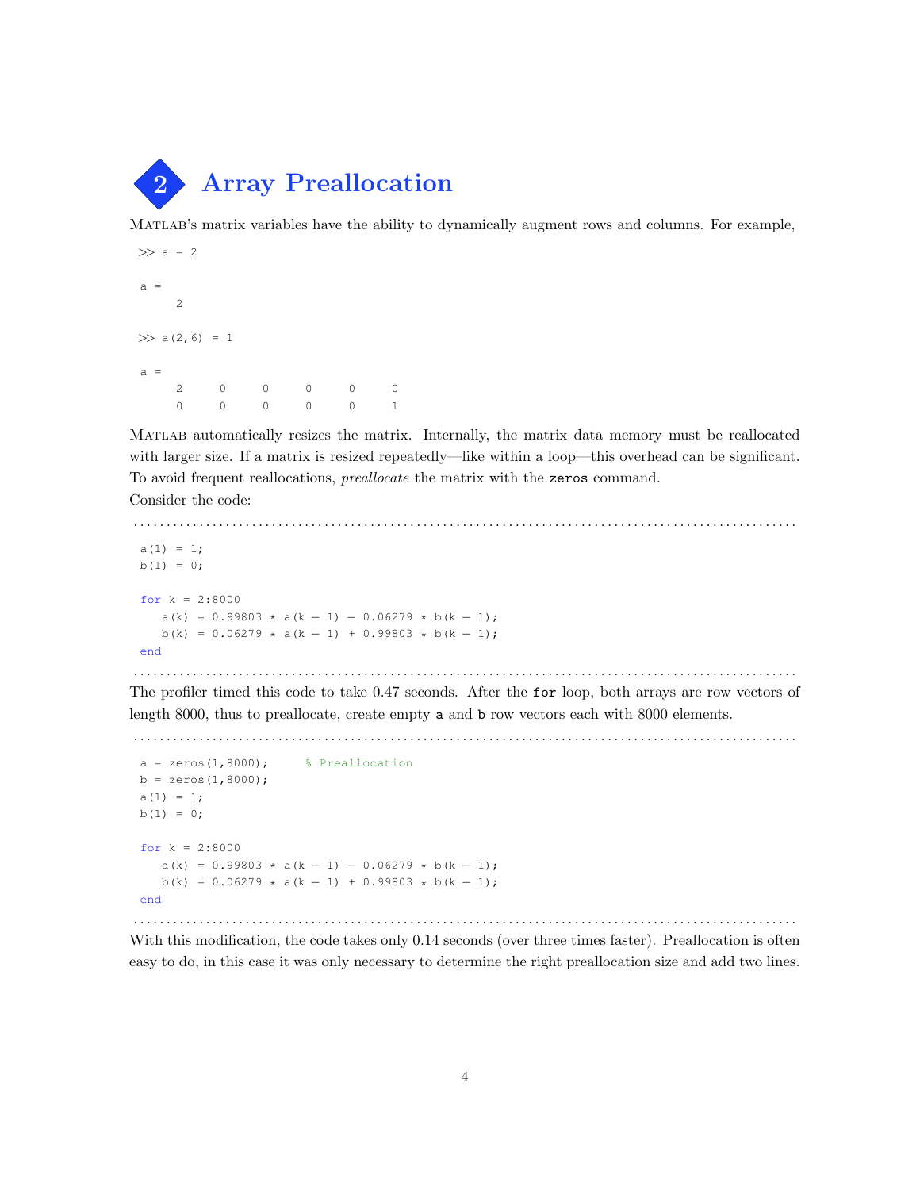## 2 Array Preallocation

MATLAB's matrix variables have the ability to dynamically augment rows and columns. For example,

```
>> a = 2

a =
     2

>> a(2,6) = 1

a =
     2     0     0     0     0     0
     0     0     0     0     0     1
```

MATLAB automatically resizes the matrix. Internally, the matrix data memory must be reallocated with larger size. If a matrix is resized repeatedly—like within a loop—this overhead can be significant. To avoid frequent reallocations, *preallocate* the matrix with the `zeros` command.

Consider the code:

```
a(1) = 1;
b(1) = 0;

for k = 2:8000
   a(k) = 0.99803 * a(k - 1) - 0.06279 * b(k - 1);
   b(k) = 0.06279 * a(k - 1) + 0.99803 * b(k - 1);
end
```

The profiler timed this code to take 0.47 seconds. After the `for` loop, both arrays are row vectors of length 8000, thus to preallocate, create empty `a` and `b` row vectors each with 8000 elements.

```
a = zeros(1,8000);     % Preallocation
b = zeros(1,8000);
a(1) = 1;
b(1) = 0;

for k = 2:8000
   a(k) = 0.99803 * a(k - 1) - 0.06279 * b(k - 1);
   b(k) = 0.06279 * a(k - 1) + 0.99803 * b(k - 1);
end
```

With this modification, the code takes only 0.14 seconds (over three times faster). Preallocation is often easy to do, in this case it was only necessary to determine the right preallocation size and add two lines.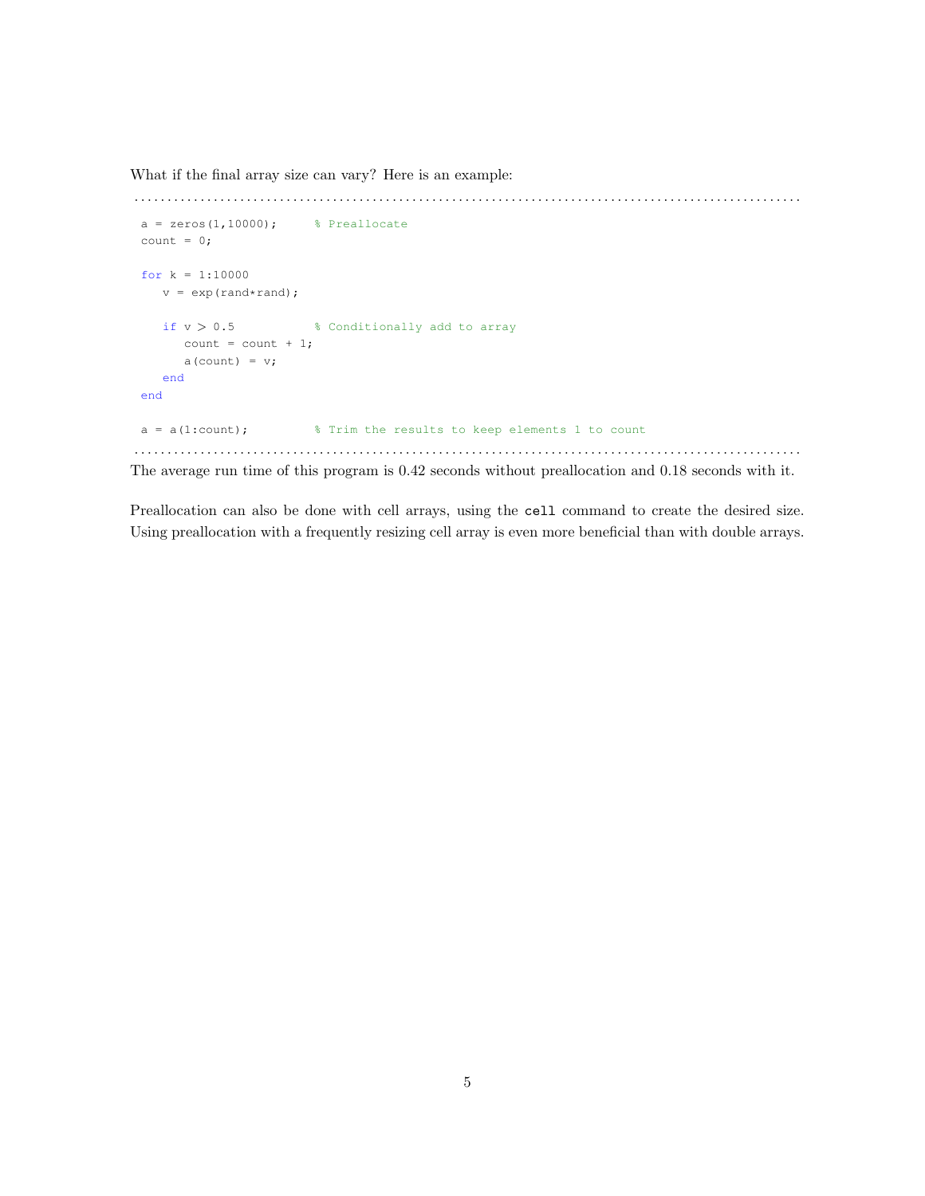What if the final array size can vary? Here is an example:

```
a = zeros(1,10000);     % Preallocate
count = 0;

for k = 1:10000
   v = exp(rand*rand);

   if v > 0.5           % Conditionally add to array
      count = count + 1;
      a(count) = v;
   end
end

a = a(1:count);         % Trim the results to keep elements 1 to count
```

The average run time of this program is 0.42 seconds without preallocation and 0.18 seconds with it.

Preallocation can also be done with cell arrays, using the `cell` command to create the desired size. Using preallocation with a frequently resizing cell array is even more beneficial than with double arrays.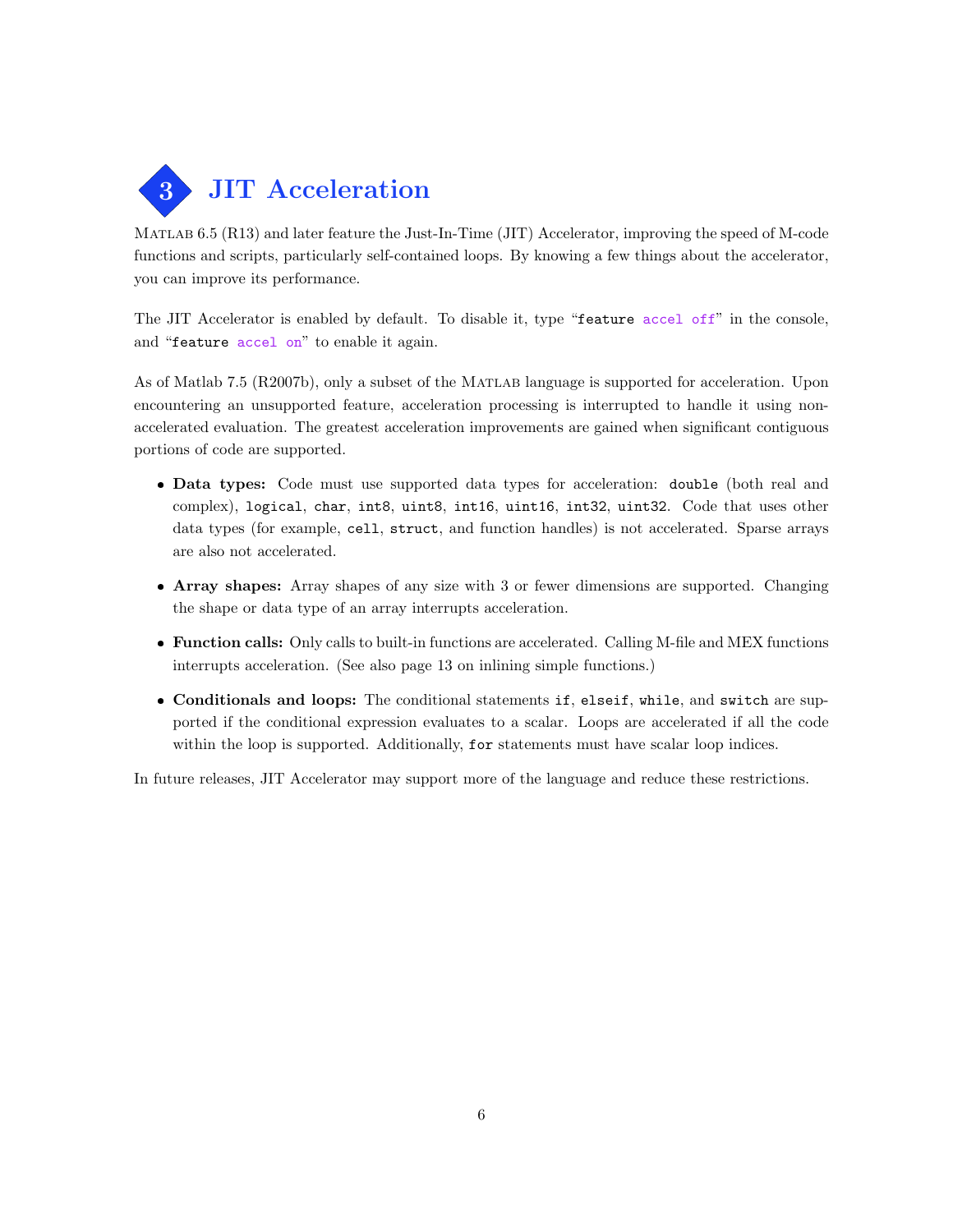# 3 JIT Acceleration

MATLAB 6.5 (R13) and later feature the Just-In-Time (JIT) Accelerator, improving the speed of M-code functions and scripts, particularly self-contained loops. By knowing a few things about the accelerator, you can improve its performance.

The JIT Accelerator is enabled by default. To disable it, type "`feature accel off`" in the console, and "`feature accel on`" to enable it again.

As of Matlab 7.5 (R2007b), only a subset of the MATLAB language is supported for acceleration. Upon encountering an unsupported feature, acceleration processing is interrupted to handle it using non-accelerated evaluation. The greatest acceleration improvements are gained when significant contiguous portions of code are supported.

- **Data types:** Code must use supported data types for acceleration: `double` (both real and complex), `logical`, `char`, `int8`, `uint8`, `int16`, `uint16`, `int32`, `uint32`. Code that uses other data types (for example, `cell`, `struct`, and function handles) is not accelerated. Sparse arrays are also not accelerated.
- **Array shapes:** Array shapes of any size with 3 or fewer dimensions are supported. Changing the shape or data type of an array interrupts acceleration.
- **Function calls:** Only calls to built-in functions are accelerated. Calling M-file and MEX functions interrupts acceleration. (See also page 13 on inlining simple functions.)
- **Conditionals and loops:** The conditional statements `if`, `elseif`, `while`, and `switch` are supported if the conditional expression evaluates to a scalar. Loops are accelerated if all the code within the loop is supported. Additionally, `for` statements must have scalar loop indices.

In future releases, JIT Accelerator may support more of the language and reduce these restrictions.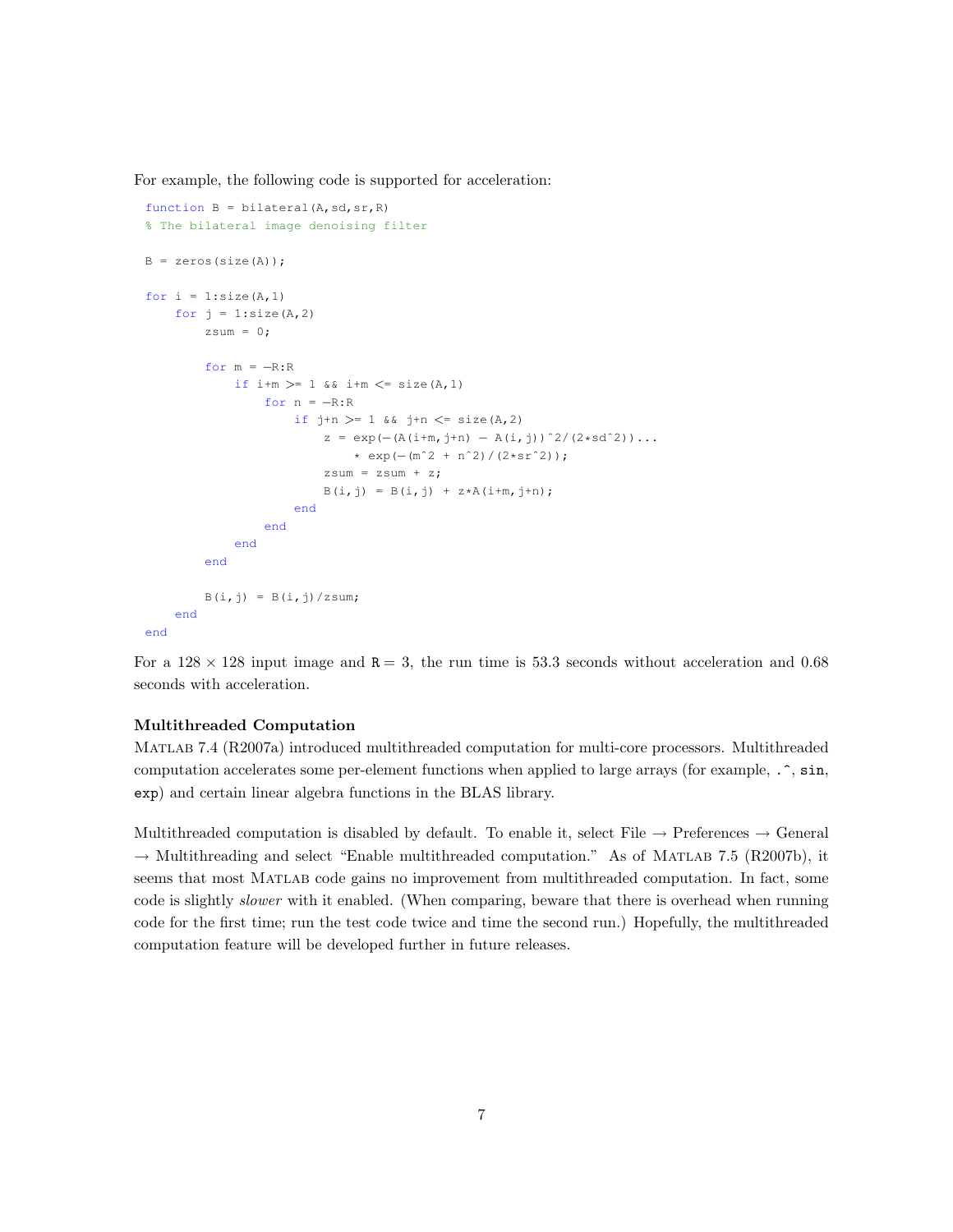For example, the following code is supported for acceleration:

```
function B = bilateral(A,sd,sr,R)
% The bilateral image denoising filter

B = zeros(size(A));

for i = 1:size(A,1)
    for j = 1:size(A,2)
        zsum = 0;

        for m = -R:R
            if i+m >= 1 && i+m <= size(A,1)
                for n = -R:R
                    if j+n >= 1 && j+n <= size(A,2)
                        z = exp(-(A(i+m,j+n) - A(i,j))^2/(2*sd^2))...
                            * exp(-(m^2 + n^2)/(2*sr^2));
                        zsum = zsum + z;
                        B(i,j) = B(i,j) + z*A(i+m,j+n);
                    end
                end
            end
        end

        B(i,j) = B(i,j)/zsum;
    end
end
```

For a $128 \times 128$ input image and R $= 3$, the run time is 53.3 seconds without acceleration and 0.68 seconds with acceleration.

### Multithreaded Computation

MATLAB 7.4 (R2007a) introduced multithreaded computation for multi-core processors. Multithreaded computation accelerates some per-element functions when applied to large arrays (for example, `.^`, `sin`, `exp`) and certain linear algebra functions in the BLAS library.

Multithreaded computation is disabled by default. To enable it, select File → Preferences → General → Multithreading and select "Enable multithreaded computation." As of MATLAB 7.5 (R2007b), it seems that most MATLAB code gains no improvement from multithreaded computation. In fact, some code is slightly *slower* with it enabled. (When comparing, beware that there is overhead when running code for the first time; run the test code twice and time the second run.) Hopefully, the multithreaded computation feature will be developed further in future releases.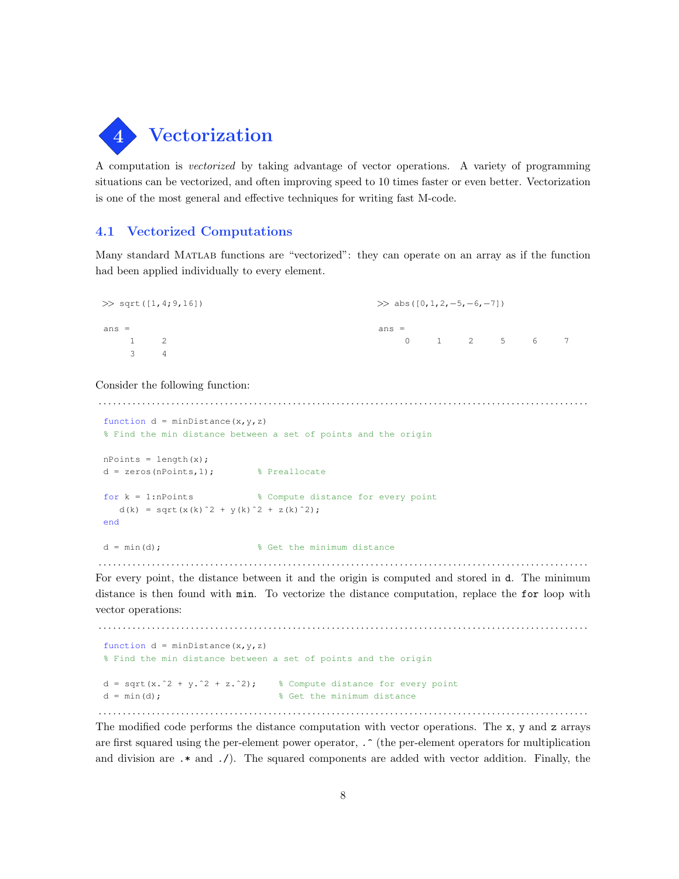# 4 Vectorization

A computation is *vectorized* by taking advantage of vector operations. A variety of programming situations can be vectorized, and often improving speed to 10 times faster or even better. Vectorization is one of the most general and effective techniques for writing fast M-code.

## 4.1 Vectorized Computations

Many standard MATLAB functions are "vectorized": they can operate on an array as if the function had been applied individually to every element.

```
>> sqrt([1,4;9,16])

ans =
     1     2
     3     4
```

```
>> abs([0,1,2,-5,-6,-7])

ans =
     0     1     2     5     6     7
```

Consider the following function:

```
function d = minDistance(x,y,z)
% Find the min distance between a set of points and the origin

nPoints = length(x);
d = zeros(nPoints,1);          % Preallocate

for k = 1:nPoints              % Compute distance for every point
   d(k) = sqrt(x(k)^2 + y(k)^2 + z(k)^2);
end

d = min(d);                    % Get the minimum distance
```

For every point, the distance between it and the origin is computed and stored in `d`. The minimum distance is then found with `min`. To vectorize the distance computation, replace the `for` loop with vector operations:

```
function d = minDistance(x,y,z)
% Find the min distance between a set of points and the origin

d = sqrt(x.^2 + y.^2 + z.^2);    % Compute distance for every point
d = min(d);                      % Get the minimum distance
```

The modified code performs the distance computation with vector operations. The `x`, `y` and `z` arrays are first squared using the per-element power operator, `.^` (the per-element operators for multiplication and division are `.*` and `./`). The squared components are added with vector addition. Finally, the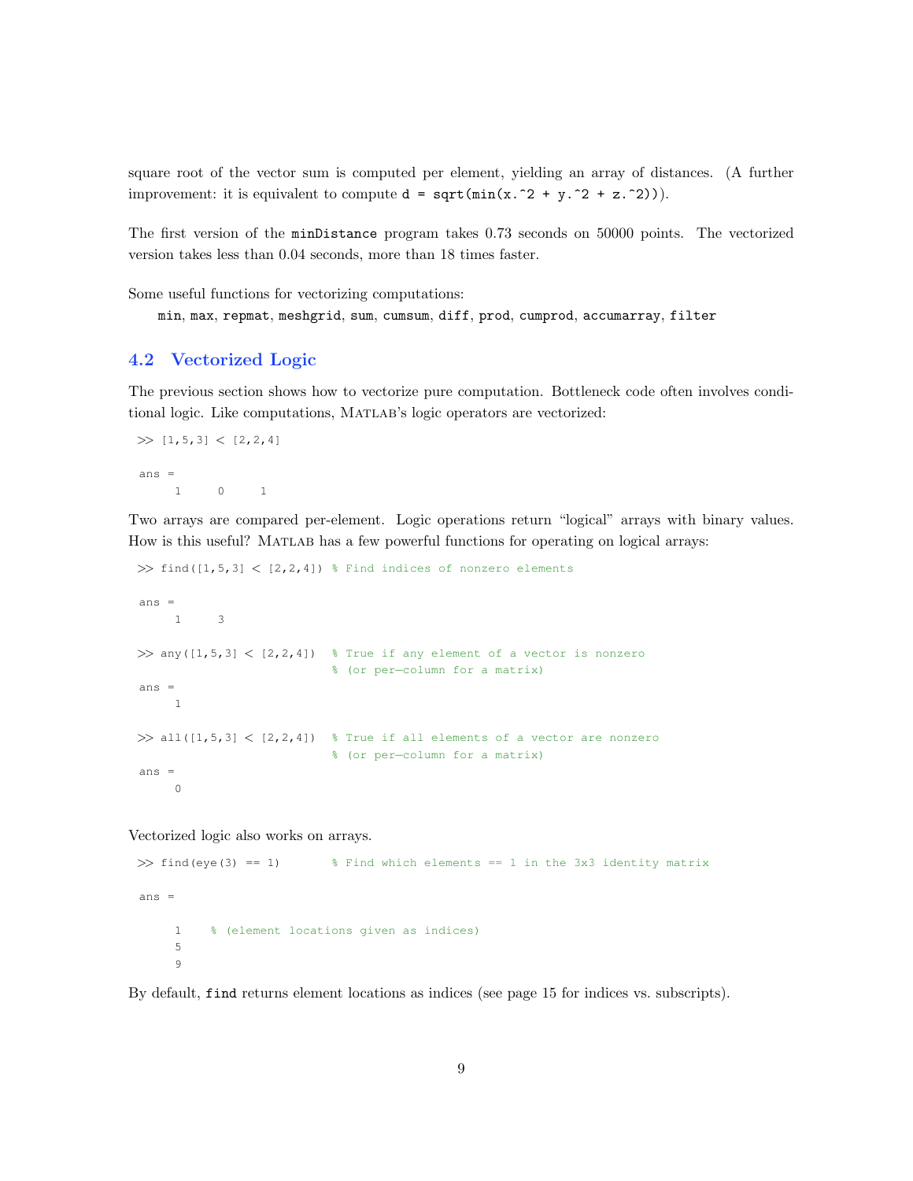square root of the vector sum is computed per element, yielding an array of distances. (A further improvement: it is equivalent to compute `d = sqrt(min(x.^2 + y.^2 + z.^2))`).

The first version of the `minDistance` program takes 0.73 seconds on 50000 points. The vectorized version takes less than 0.04 seconds, more than 18 times faster.

Some useful functions for vectorizing computations:
`min`, `max`, `repmat`, `meshgrid`, `sum`, `cumsum`, `diff`, `prod`, `cumprod`, `accumarray`, `filter`

## 4.2 Vectorized Logic

The previous section shows how to vectorize pure computation. Bottleneck code often involves conditional logic. Like computations, MATLAB's logic operators are vectorized:

```
>> [1,5,3] < [2,2,4]

ans =
     1     0     1
```

Two arrays are compared per-element. Logic operations return "logical" arrays with binary values. How is this useful? MATLAB has a few powerful functions for operating on logical arrays:

```
>> find([1,5,3] < [2,2,4]) % Find indices of nonzero elements

ans =
     1     3

>> any([1,5,3] < [2,2,4])  % True if any element of a vector is nonzero
                           % (or per-column for a matrix)
ans =
     1

>> all([1,5,3] < [2,2,4])  % True if all elements of a vector are nonzero
                           % (or per-column for a matrix)
ans =
     0
```

Vectorized logic also works on arrays.

```
>> find(eye(3) == 1)       % Find which elements == 1 in the 3x3 identity matrix

ans =

     1    % (element locations given as indices)
     5
     9
```

By default, `find` returns element locations as indices (see page 15 for indices vs. subscripts).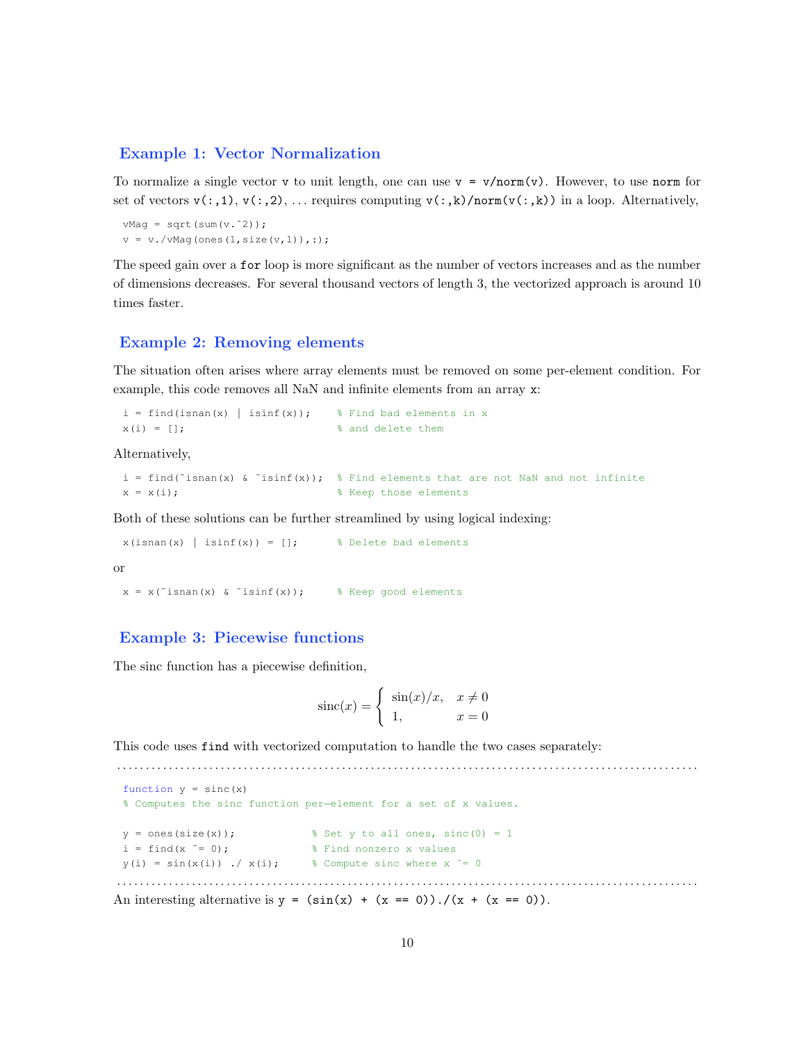## Example 1: Vector Normalization

To normalize a single vector `v` to unit length, one can use `v = v/norm(v)`. However, to use `norm` for set of vectors `v(:,1)`, `v(:,2)`, ... requires computing `v(:,k)/norm(v(:,k))` in a loop. Alternatively,

```
vMag = sqrt(sum(v.^2));
v = v./vMag(ones(1,size(v,1)),:);
```

The speed gain over a `for` loop is more significant as the number of vectors increases and as the number of dimensions decreases. For several thousand vectors of length 3, the vectorized approach is around 10 times faster.

## Example 2: Removing elements

The situation often arises where array elements must be removed on some per-element condition. For example, this code removes all NaN and infinite elements from an array `x`:

```
i = find(isnan(x) | isinf(x));    % Find bad elements in x
x(i) = [];                        % and delete them
```

Alternatively,

```
i = find(~isnan(x) & ~isinf(x));  % Find elements that are not NaN and not infinite
x = x(i);                         % Keep those elements
```

Both of these solutions can be further streamlined by using logical indexing:

```
x(isnan(x) | isinf(x)) = [];      % Delete bad elements
```

or

```
x = x(~isnan(x) & ~isinf(x));     % Keep good elements
```

## Example 3: Piecewise functions

The sinc function has a piecewise definition,

$$\operatorname{sinc}(x) = \begin{cases} \sin(x)/x, & x \neq 0 \\ 1, & x = 0 \end{cases}$$

This code uses `find` with vectorized computation to handle the two cases separately:

```
function y = sinc(x)
% Computes the sinc function per-element for a set of x values.

y = ones(size(x));            % Set y to all ones, sinc(0) = 1
i = find(x ~= 0);             % Find nonzero x values
y(i) = sin(x(i)) ./ x(i);     % Compute sinc where x ~= 0
```

An interesting alternative is `y = (sin(x) + (x == 0))./(x + (x == 0))`.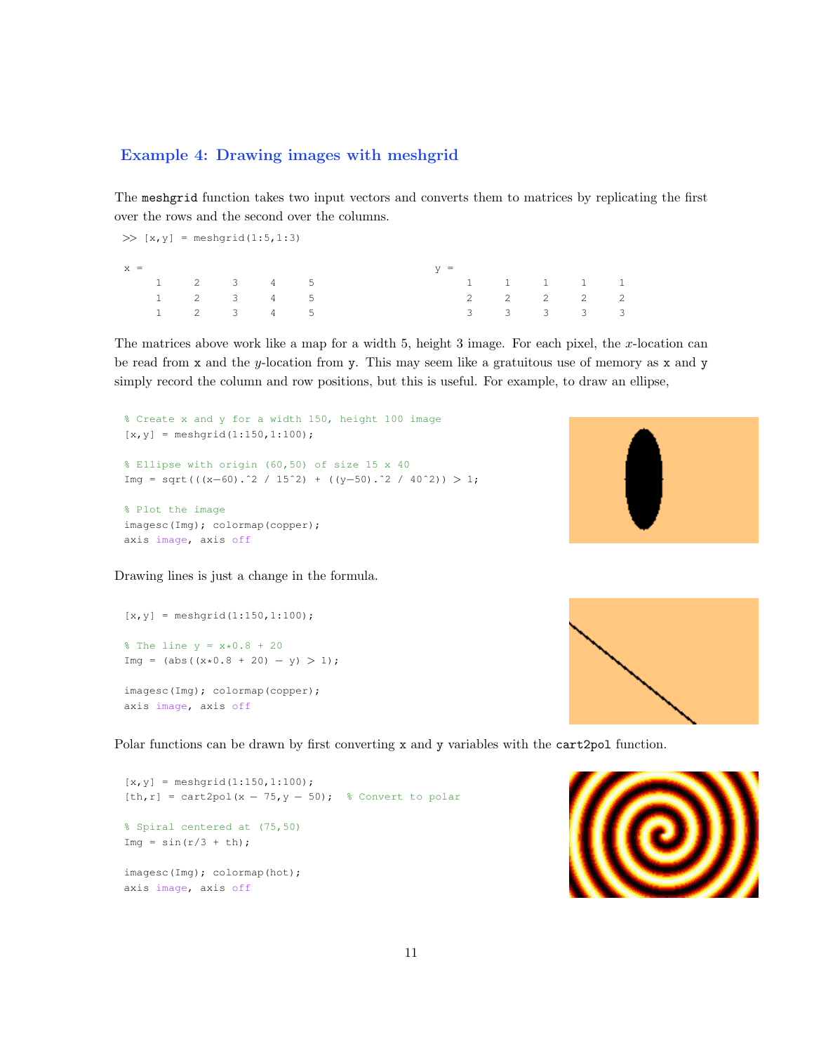## Example 4: Drawing images with meshgrid

The `meshgrid` function takes two input vectors and converts them to matrices by replicating the first over the rows and the second over the columns.

```
>> [x,y] = meshgrid(1:5,1:3)

x =                                    y =
     1     2     3     4     5              1     1     1     1     1
     1     2     3     4     5              2     2     2     2     2
     1     2     3     4     5              3     3     3     3     3
```

The matrices above work like a map for a width 5, height 3 image. For each pixel, the $x$-location can be read from `x` and the $y$-location from `y`. This may seem like a gratuitous use of memory as `x` and `y` simply record the column and row positions, but this is useful. For example, to draw an ellipse,

```
% Create x and y for a width 150, height 100 image
[x,y] = meshgrid(1:150,1:100);

% Ellipse with origin (60,50) of size 15 x 40
Img = sqrt(((x-60).^2 / 15^2) + ((y-50).^2 / 40^2)) > 1;

% Plot the image
imagesc(Img); colormap(copper);
axis image, axis off
```

Drawing lines is just a change in the formula.

```
[x,y] = meshgrid(1:150,1:100);

% The line y = x*0.8 + 20
Img = (abs((x*0.8 + 20) - y) > 1);

imagesc(Img); colormap(copper);
axis image, axis off
```

Polar functions can be drawn by first converting `x` and `y` variables with the `cart2pol` function.

```
[x,y] = meshgrid(1:150,1:100);
[th,r] = cart2pol(x - 75,y - 50);  % Convert to polar

% Spiral centered at (75,50)
Img = sin(r/3 + th);

imagesc(Img); colormap(hot);
axis image, axis off
```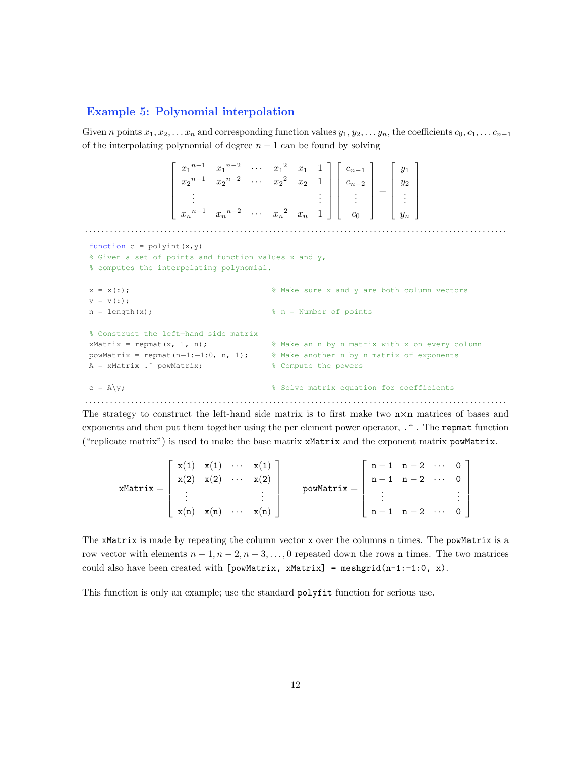## Example 5: Polynomial interpolation

Given $n$ points $x_1, x_2, \ldots x_n$ and corresponding function values $y_1, y_2, \ldots y_n$, the coefficients $c_0, c_1, \ldots c_{n-1}$ of the interpolating polynomial of degree $n-1$ can be found by solving

$$
\begin{bmatrix} {x_1}^{n-1} & {x_1}^{n-2} & \cdots & {x_1}^2 & x_1 & 1 \\ {x_2}^{n-1} & {x_2}^{n-2} & \cdots & {x_2}^2 & x_2 & 1 \\ \vdots & & & & & \vdots \\ {x_n}^{n-1} & {x_n}^{n-2} & \cdots & {x_n}^2 & x_n & 1 \end{bmatrix} \begin{bmatrix} c_{n-1} \\ c_{n-2} \\ \vdots \\ c_0 \end{bmatrix} = \begin{bmatrix} y_1 \\ y_2 \\ \vdots \\ y_n \end{bmatrix}
$$

```
function c = polyint(x,y)
% Given a set of points and function values x and y,
% computes the interpolating polynomial.

x = x(:);                           % Make sure x and y are both column vectors
y = y(:);
n = length(x);                      % n = Number of points

% Construct the left-hand side matrix
xMatrix = repmat(x, 1, n);          % Make an n by n matrix with x on every column
powMatrix = repmat(n-1:-1:0, n, 1); % Make another n by n matrix of exponents
A = xMatrix .^ powMatrix;           % Compute the powers

c = A\y;                            % Solve matrix equation for coefficients
```

The strategy to construct the left-hand side matrix is to first make two n×n matrices of bases and exponents and then put them together using the per element power operator, `.^` . The `repmat` function ("replicate matrix") is used to make the base matrix `xMatrix` and the exponent matrix `powMatrix`.

$$
\texttt{xMatrix} = \begin{bmatrix} \texttt{x(1)} & \texttt{x(1)} & \cdots & \texttt{x(1)} \\ \texttt{x(2)} & \texttt{x(2)} & \cdots & \texttt{x(2)} \\ \vdots & & & \vdots \\ \texttt{x(n)} & \texttt{x(n)} & \cdots & \texttt{x(n)} \end{bmatrix} \qquad \texttt{powMatrix} = \begin{bmatrix} \texttt{n}-1 & \texttt{n}-2 & \cdots & 0 \\ \texttt{n}-1 & \texttt{n}-2 & \cdots & 0 \\ \vdots & & & \vdots \\ \texttt{n}-1 & \texttt{n}-2 & \cdots & 0 \end{bmatrix}
$$

The `xMatrix` is made by repeating the column vector `x` over the columns `n` times. The `powMatrix` is a row vector with elements $n-1, n-2, n-3, \ldots, 0$ repeated down the rows `n` times. The two matrices could also have been created with `[powMatrix, xMatrix] = meshgrid(n-1:-1:0, x)`.

This function is only an example; use the standard `polyfit` function for serious use.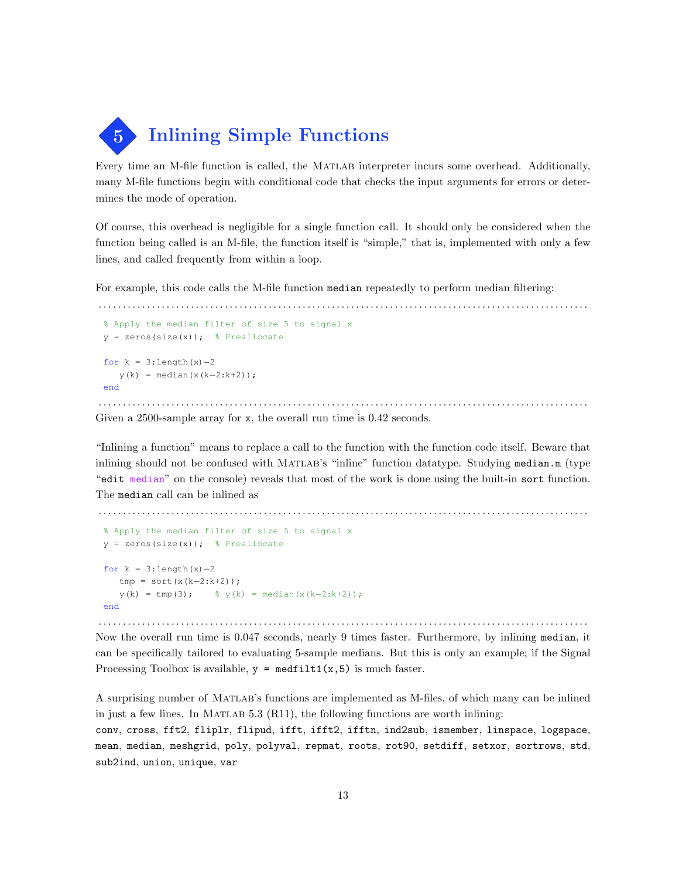# 5 Inlining Simple Functions

Every time an M-file function is called, the MATLAB interpreter incurs some overhead. Additionally, many M-file functions begin with conditional code that checks the input arguments for errors or determines the mode of operation.

Of course, this overhead is negligible for a single function call. It should only be considered when the function being called is an M-file, the function itself is "simple," that is, implemented with only a few lines, and called frequently from within a loop.

For example, this code calls the M-file function `median` repeatedly to perform median filtering:

```
% Apply the median filter of size 5 to signal x
y = zeros(size(x));  % Preallocate

for k = 3:length(x)-2
   y(k) = median(x(k-2:k+2));
end
```

Given a 2500-sample array for `x`, the overall run time is 0.42 seconds.

"Inlining a function" means to replace a call to the function with the function code itself. Beware that inlining should not be confused with MATLAB's "inline" function datatype. Studying `median.m` (type "`edit median`" on the console) reveals that most of the work is done using the built-in `sort` function. The `median` call can be inlined as

```
% Apply the median filter of size 5 to signal x
y = zeros(size(x));  % Preallocate

for k = 3:length(x)-2
   tmp = sort(x(k-2:k+2));
   y(k) = tmp(3);    % y(k) = median(x(k-2:k+2));
end
```

Now the overall run time is 0.047 seconds, nearly 9 times faster. Furthermore, by inlining `median`, it can be specifically tailored to evaluating 5-sample medians. But this is only an example; if the Signal Processing Toolbox is available, `y = medfilt1(x,5)` is much faster.

A surprising number of MATLAB's functions are implemented as M-files, of which many can be inlined in just a few lines. In MATLAB 5.3 (R11), the following functions are worth inlining:

`conv`, `cross`, `fft2`, `fliplr`, `flipud`, `ifft`, `ifft2`, `ifftn`, `ind2sub`, `ismember`, `linspace`, `logspace`, `mean`, `median`, `meshgrid`, `poly`, `polyval`, `repmat`, `roots`, `rot90`, `setdiff`, `setxor`, `sortrows`, `std`, `sub2ind`, `union`, `unique`, `var`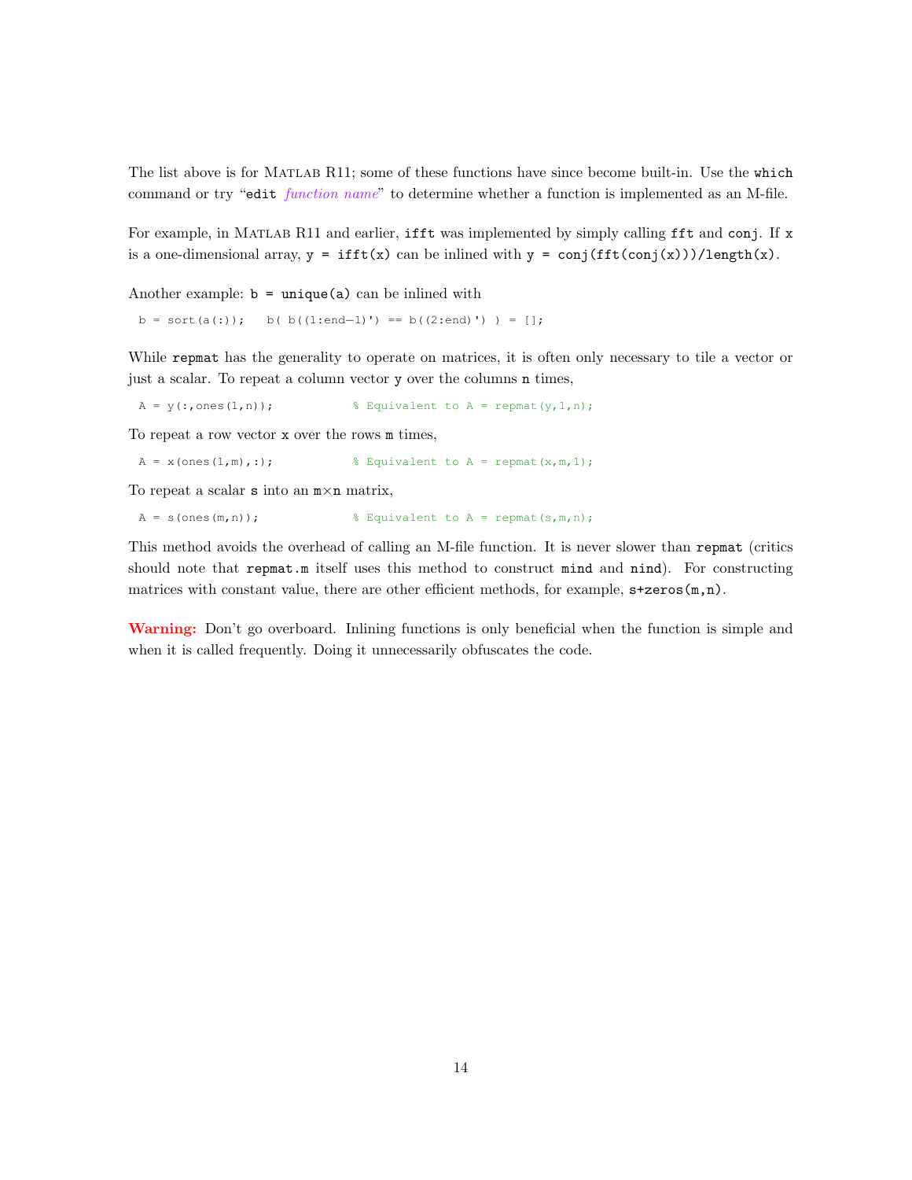The list above is for MATLAB R11; some of these functions have since become built-in. Use the `which` command or try "`edit` *function name*" to determine whether a function is implemented as an M-file.

For example, in MATLAB R11 and earlier, `ifft` was implemented by simply calling `fft` and `conj`. If `x` is a one-dimensional array, `y = ifft(x)` can be inlined with `y = conj(fft(conj(x)))/length(x)`.

Another example: `b = unique(a)` can be inlined with

```
b = sort(a(:));   b( b((1:end-1)') == b((2:end)') ) = [];
```

While `repmat` has the generality to operate on matrices, it is often only necessary to tile a vector or just a scalar. To repeat a column vector `y` over the columns `n` times,

```
A = y(:,ones(1,n));            % Equivalent to A = repmat(y,1,n);
```

To repeat a row vector `x` over the rows `m` times,

```
A = x(ones(1,m),:);            % Equivalent to A = repmat(x,m,1);
```

To repeat a scalar `s` into an `m`×`n` matrix,

```
A = s(ones(m,n));              % Equivalent to A = repmat(s,m,n);
```

This method avoids the overhead of calling an M-file function. It is never slower than `repmat` (critics should note that `repmat.m` itself uses this method to construct `mind` and `nind`). For constructing matrices with constant value, there are other efficient methods, for example, `s+zeros(m,n)`.

**Warning:** Don't go overboard. Inlining functions is only beneficial when the function is simple and when it is called frequently. Doing it unnecessarily obfuscates the code.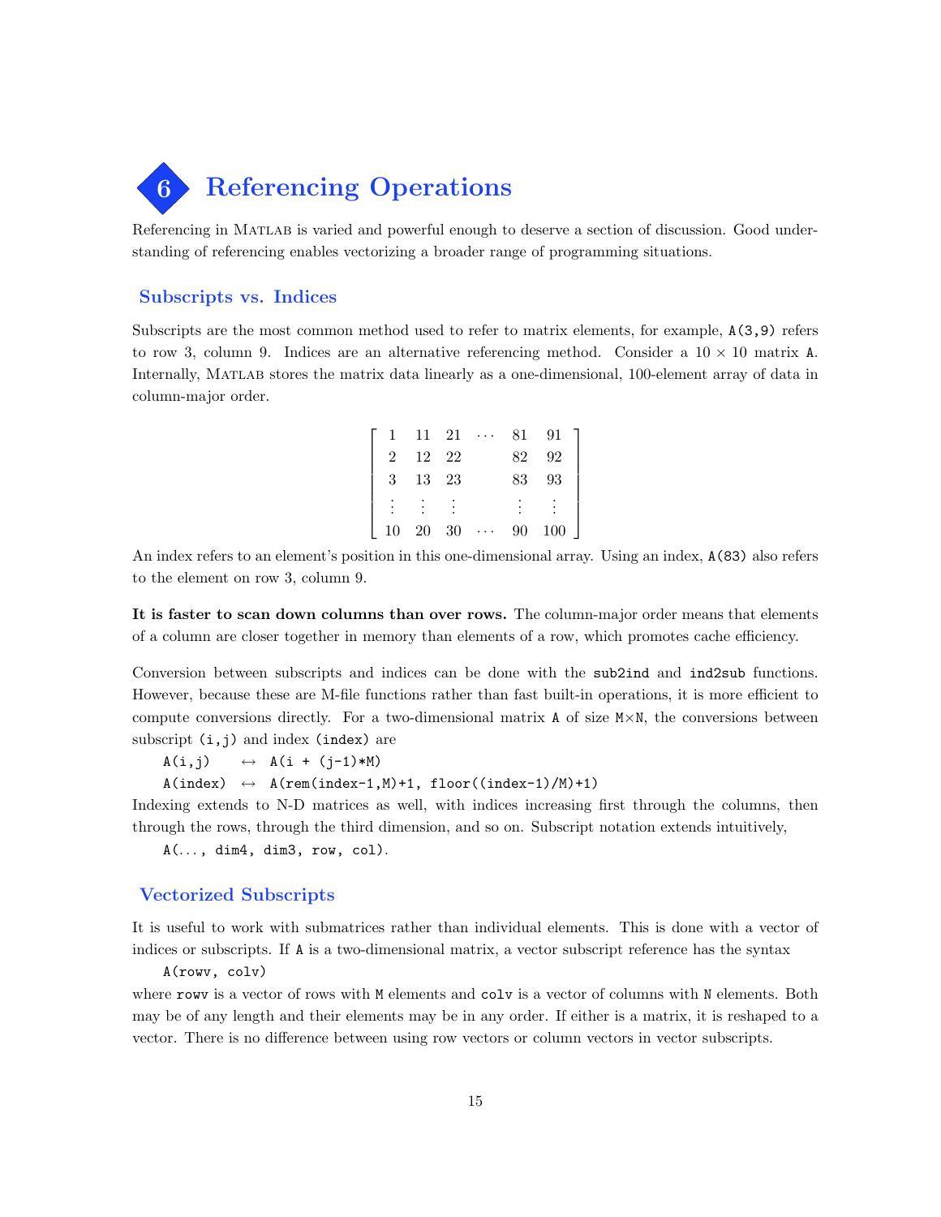# 6 Referencing Operations

Referencing in MATLAB is varied and powerful enough to deserve a section of discussion. Good understanding of referencing enables vectorizing a broader range of programming situations.

## Subscripts vs. Indices

Subscripts are the most common method used to refer to matrix elements, for example, `A(3,9)` refers to row 3, column 9. Indices are an alternative referencing method. Consider a $10 \times 10$ matrix `A`. Internally, MATLAB stores the matrix data linearly as a one-dimensional, 100-element array of data in column-major order.

$$\begin{bmatrix} 1 & 11 & 21 & \cdots & 81 & 91 \\ 2 & 12 & 22 & & 82 & 92 \\ 3 & 13 & 23 & & 83 & 93 \\ \vdots & \vdots & \vdots & & \vdots & \vdots \\ 10 & 20 & 30 & \cdots & 90 & 100 \end{bmatrix}$$

An index refers to an element's position in this one-dimensional array. Using an index, `A(83)` also refers to the element on row 3, column 9.

**It is faster to scan down columns than over rows.** The column-major order means that elements of a column are closer together in memory than elements of a row, which promotes cache efficiency.

Conversion between subscripts and indices can be done with the `sub2ind` and `ind2sub` functions. However, because these are M-file functions rather than fast built-in operations, it is more efficient to compute conversions directly. For a two-dimensional matrix `A` of size `M`×`N`, the conversions between subscript `(i,j)` and index `(index)` are

```
A(i,j)     ↔  A(i + (j-1)*M)
A(index)   ↔  A(rem(index-1,M)+1, floor((index-1)/M)+1)
```

Indexing extends to N-D matrices as well, with indices increasing first through the columns, then through the rows, through the third dimension, and so on. Subscript notation extends intuitively,

```
A(..., dim4, dim3, row, col).
```

## Vectorized Subscripts

It is useful to work with submatrices rather than individual elements. This is done with a vector of indices or subscripts. If `A` is a two-dimensional matrix, a vector subscript reference has the syntax

```
A(rowv, colv)
```

where `rowv` is a vector of rows with `M` elements and `colv` is a vector of columns with `N` elements. Both may be of any length and their elements may be in any order. If either is a matrix, it is reshaped to a vector. There is no difference between using row vectors or column vectors in vector subscripts.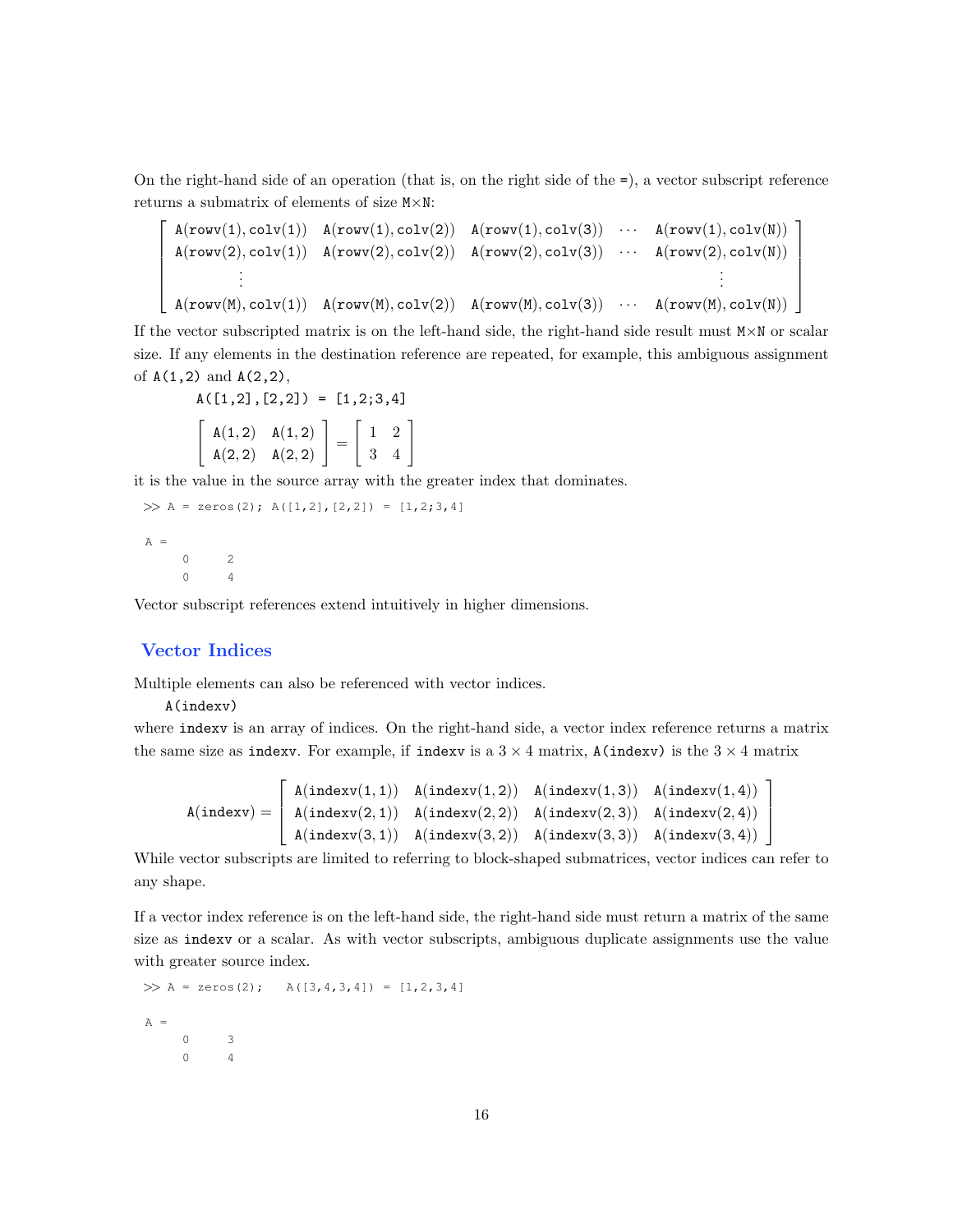On the right-hand side of an operation (that is, on the right side of the `=`), a vector subscript reference returns a submatrix of elements of size `M`×`N`:

$$
\begin{bmatrix}
\texttt{A(rowv(1),colv(1))} & \texttt{A(rowv(1),colv(2))} & \texttt{A(rowv(1),colv(3))} & \cdots & \texttt{A(rowv(1),colv(N))} \\
\texttt{A(rowv(2),colv(1))} & \texttt{A(rowv(2),colv(2))} & \texttt{A(rowv(2),colv(3))} & \cdots & \texttt{A(rowv(2),colv(N))} \\
\vdots & & & & \vdots \\
\texttt{A(rowv(M),colv(1))} & \texttt{A(rowv(M),colv(2))} & \texttt{A(rowv(M),colv(3))} & \cdots & \texttt{A(rowv(M),colv(N))}
\end{bmatrix}
$$

If the vector subscripted matrix is on the left-hand side, the right-hand side result must `M`×`N` or scalar size. If any elements in the destination reference are repeated, for example, this ambiguous assignment of `A(1,2)` and `A(2,2)`,

```
A([1,2],[2,2]) = [1,2;3,4]
```

$$
\begin{bmatrix}
\texttt{A(1,2)} & \texttt{A(1,2)} \\
\texttt{A(2,2)} & \texttt{A(2,2)}
\end{bmatrix}
=
\begin{bmatrix}
1 & 2 \\
3 & 4
\end{bmatrix}
$$

it is the value in the source array with the greater index that dominates.

```
>> A = zeros(2); A([1,2],[2,2]) = [1,2;3,4]

A =
     0     2
     0     4
```

Vector subscript references extend intuitively in higher dimensions.

## Vector Indices

Multiple elements can also be referenced with vector indices.

```
A(indexv)
```

where `indexv` is an array of indices. On the right-hand side, a vector index reference returns a matrix the same size as `indexv`. For example, if `indexv` is a $3 \times 4$ matrix, `A(indexv)` is the $3 \times 4$ matrix

$$
\texttt{A(indexv)} =
\begin{bmatrix}
\texttt{A(indexv(1,1))} & \texttt{A(indexv(1,2))} & \texttt{A(indexv(1,3))} & \texttt{A(indexv(1,4))} \\
\texttt{A(indexv(2,1))} & \texttt{A(indexv(2,2))} & \texttt{A(indexv(2,3))} & \texttt{A(indexv(2,4))} \\
\texttt{A(indexv(3,1))} & \texttt{A(indexv(3,2))} & \texttt{A(indexv(3,3))} & \texttt{A(indexv(3,4))}
\end{bmatrix}
$$

While vector subscripts are limited to referring to block-shaped submatrices, vector indices can refer to any shape.

If a vector index reference is on the left-hand side, the right-hand side must return a matrix of the same size as `indexv` or a scalar. As with vector subscripts, ambiguous duplicate assignments use the value with greater source index.

```
>> A = zeros(2);   A([3,4,3,4]) = [1,2,3,4]

A =
     0     3
     0     4
```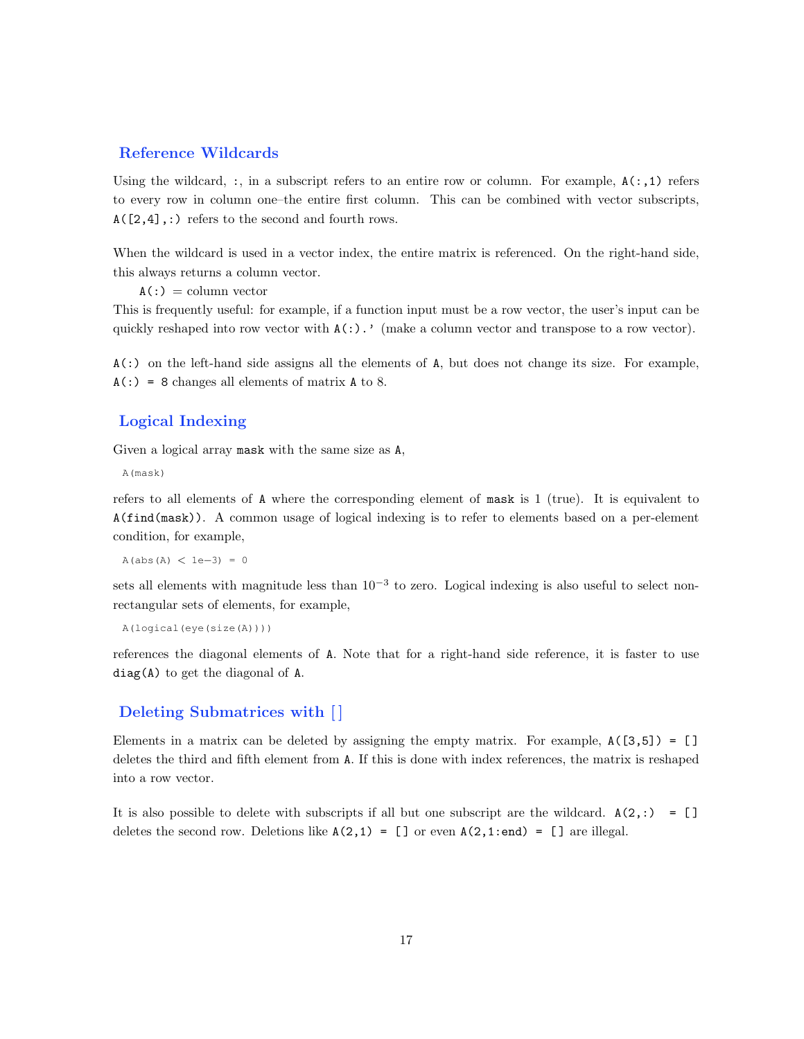## Reference Wildcards

Using the wildcard, `:`, in a subscript refers to an entire row or column. For example, `A(:,1)` refers to every row in column one–the entire first column. This can be combined with vector subscripts, `A([2,4],:)` refers to the second and fourth rows.

When the wildcard is used in a vector index, the entire matrix is referenced. On the right-hand side, this always returns a column vector.

`A(:)` = column vector

This is frequently useful: for example, if a function input must be a row vector, the user's input can be quickly reshaped into row vector with `A(:).'` (make a column vector and transpose to a row vector).

`A(:)` on the left-hand side assigns all the elements of `A`, but does not change its size. For example, `A(:) = 8` changes all elements of matrix `A` to 8.

## Logical Indexing

Given a logical array `mask` with the same size as `A`,

```
A(mask)
```

refers to all elements of `A` where the corresponding element of `mask` is 1 (true). It is equivalent to `A(find(mask))`. A common usage of logical indexing is to refer to elements based on a per-element condition, for example,

```
A(abs(A) < 1e-3) = 0
```

sets all elements with magnitude less than $10^{-3}$ to zero. Logical indexing is also useful to select non-rectangular sets of elements, for example,

```
A(logical(eye(size(A))))
```

references the diagonal elements of `A`. Note that for a right-hand side reference, it is faster to use `diag(A)` to get the diagonal of `A`.

## Deleting Submatrices with []

Elements in a matrix can be deleted by assigning the empty matrix. For example, `A([3,5]) = []` deletes the third and fifth element from `A`. If this is done with index references, the matrix is reshaped into a row vector.

It is also possible to delete with subscripts if all but one subscript are the wildcard. `A(2,:) = []` deletes the second row. Deletions like `A(2,1) = []` or even `A(2,1:end) = []` are illegal.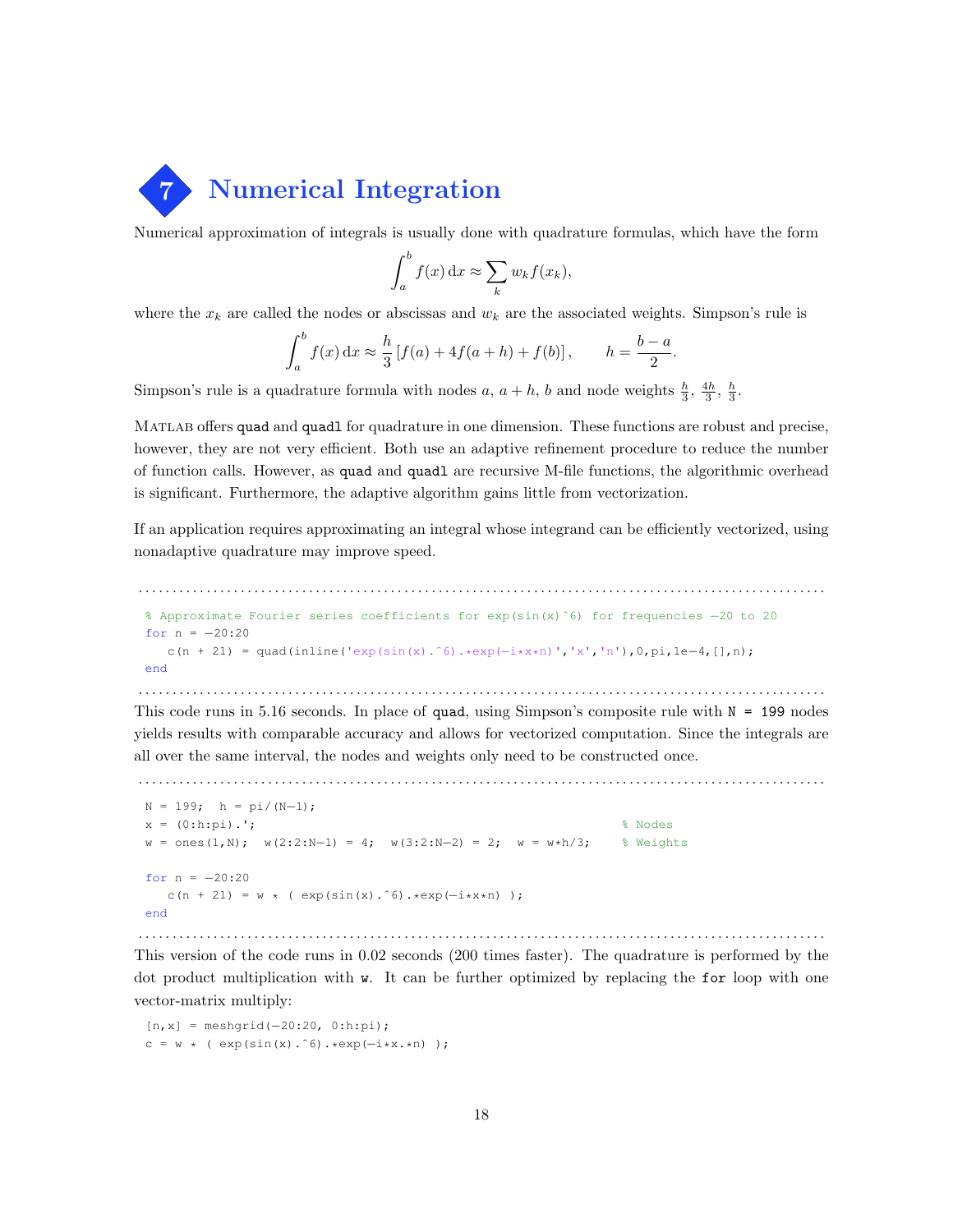# 7 Numerical Integration

Numerical approximation of integrals is usually done with quadrature formulas, which have the form

$$\int_a^b f(x)\,\mathrm{d}x \approx \sum_k w_k f(x_k),$$

where the $x_k$ are called the nodes or abscissas and $w_k$ are the associated weights. Simpson's rule is

$$\int_a^b f(x)\,\mathrm{d}x \approx \frac{h}{3}\left[f(a) + 4f(a+h) + f(b)\right], \qquad h = \frac{b-a}{2}.$$

Simpson's rule is a quadrature formula with nodes $a$, $a+h$, $b$ and node weights $\frac{h}{3}$, $\frac{4h}{3}$, $\frac{h}{3}$.

MATLAB offers `quad` and `quadl` for quadrature in one dimension. These functions are robust and precise, however, they are not very efficient. Both use an adaptive refinement procedure to reduce the number of function calls. However, as `quad` and `quadl` are recursive M-file functions, the algorithmic overhead is significant. Furthermore, the adaptive algorithm gains little from vectorization.

If an application requires approximating an integral whose integrand can be efficiently vectorized, using nonadaptive quadrature may improve speed.

```
% Approximate Fourier series coefficients for exp(sin(x)^6) for frequencies -20 to 20
for n = -20:20
   c(n + 21) = quad(inline('exp(sin(x).^6).*exp(-i*x*n)','x','n'),0,pi,1e-4,[],n);
end
```

This code runs in 5.16 seconds. In place of `quad`, using Simpson's composite rule with `N = 199` nodes yields results with comparable accuracy and allows for vectorized computation. Since the integrals are all over the same interval, the nodes and weights only need to be constructed once.

```
N = 199;  h = pi/(N-1);
x = (0:h:pi).';                                                  % Nodes
w = ones(1,N);  w(2:2:N-1) = 4;  w(3:2:N-2) = 2;  w = w*h/3;    % Weights

for n = -20:20
   c(n + 21) = w * ( exp(sin(x).^6).*exp(-i*x*n) );
end
```

This version of the code runs in 0.02 seconds (200 times faster). The quadrature is performed by the dot product multiplication with `w`. It can be further optimized by replacing the `for` loop with one vector-matrix multiply:

```
[n,x] = meshgrid(-20:20, 0:h:pi);
c = w * ( exp(sin(x).^6).*exp(-i*x.*n) );
```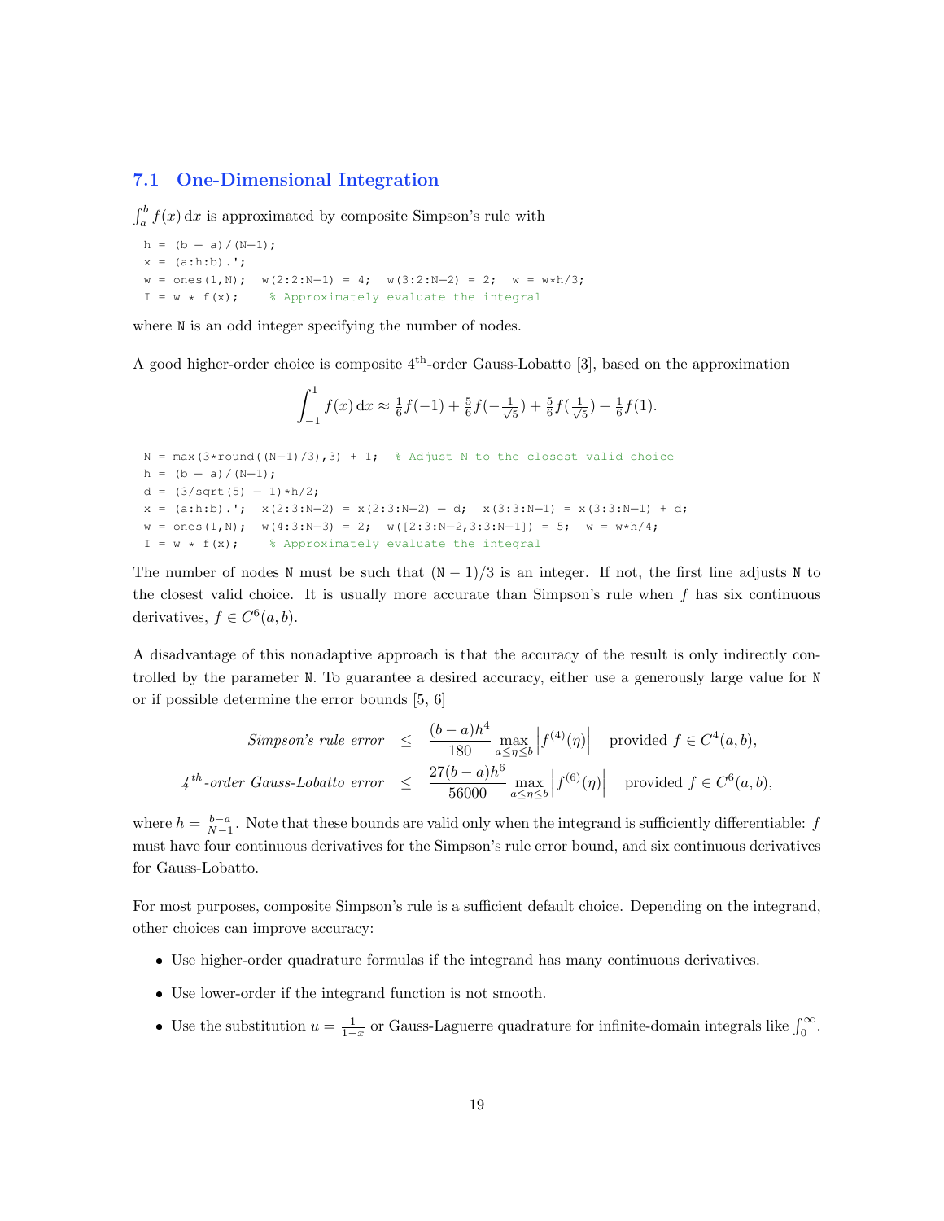### 7.1 One-Dimensional Integration

$\int_a^b f(x)\,\mathrm{d}x$ is approximated by composite Simpson's rule with

```
h = (b - a)/(N-1);
x = (a:h:b).';
w = ones(1,N);  w(2:2:N-1) = 4;  w(3:2:N-2) = 2;  w = w*h/3;
I = w * f(x);    % Approximately evaluate the integral
```

where N is an odd integer specifying the number of nodes.

A good higher-order choice is composite 4[th]-order Gauss-Lobatto [3], based on the approximation

$$\int_{-1}^{1} f(x)\,\mathrm{d}x \approx \tfrac{1}{6}f(-1) + \tfrac{5}{6}f(-\tfrac{1}{\sqrt{5}}) + \tfrac{5}{6}f(\tfrac{1}{\sqrt{5}}) + \tfrac{1}{6}f(1).$$

```
N = max(3*round((N-1)/3),3) + 1;  % Adjust N to the closest valid choice
h = (b - a)/(N-1);
d = (3/sqrt(5) - 1)*h/2;
x = (a:h:b).';  x(2:3:N-2) = x(2:3:N-2) - d;  x(3:3:N-1) = x(3:3:N-1) + d;
w = ones(1,N);  w(4:3:N-3) = 2;  w([2:3:N-2,3:3:N-1]) = 5;  w = w*h/4;
I = w * f(x);    % Approximately evaluate the integral
```

The number of nodes N must be such that $(\mathtt{N}-1)/3$ is an integer. If not, the first line adjusts N to the closest valid choice. It is usually more accurate than Simpson's rule when $f$ has six continuous derivatives, $f \in C^6(a,b)$.

A disadvantage of this nonadaptive approach is that the accuracy of the result is only indirectly controlled by the parameter N. To guarantee a desired accuracy, either use a generously large value for N or if possible determine the error bounds [5, 6]

$$\textit{Simpson's rule error} \quad \le \quad \frac{(b-a)h^4}{180} \max_{a\le\eta\le b} \left| f^{(4)}(\eta) \right| \quad \text{provided } f \in C^4(a,b),$$

$$4^{th}\textit{-order Gauss-Lobatto error} \quad \le \quad \frac{27(b-a)h^6}{56000} \max_{a\le\eta\le b} \left| f^{(6)}(\eta) \right| \quad \text{provided } f \in C^6(a,b),$$

where $h = \frac{b-a}{N-1}$. Note that these bounds are valid only when the integrand is sufficiently differentiable: $f$ must have four continuous derivatives for the Simpson's rule error bound, and six continuous derivatives for Gauss-Lobatto.

For most purposes, composite Simpson's rule is a sufficient default choice. Depending on the integrand, other choices can improve accuracy:

- Use higher-order quadrature formulas if the integrand has many continuous derivatives.
- Use lower-order if the integrand function is not smooth.
- Use the substitution $u = \frac{1}{1-x}$ or Gauss-Laguerre quadrature for infinite-domain integrals like $\int_0^\infty$.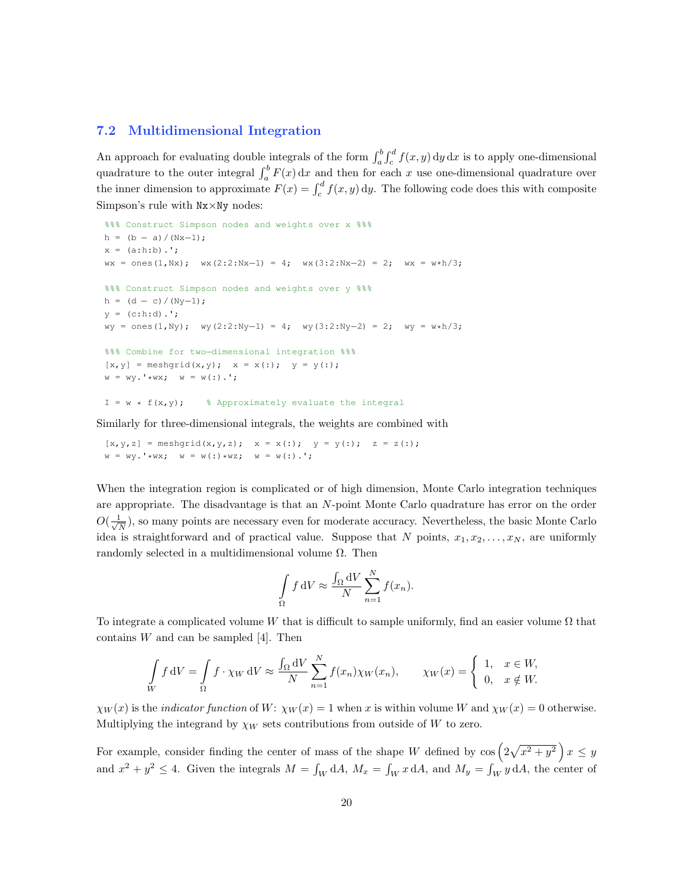## 7.2 Multidimensional Integration

An approach for evaluating double integrals of the form $\int_a^b \int_c^d f(x,y)\,\mathrm{d}y\,\mathrm{d}x$ is to apply one-dimensional quadrature to the outer integral $\int_a^b F(x)\,\mathrm{d}x$ and then for each $x$ use one-dimensional quadrature over the inner dimension to approximate $F(x) = \int_c^d f(x,y)\,\mathrm{d}y$. The following code does this with composite Simpson's rule with `Nx`×`Ny` nodes:

```
%%% Construct Simpson nodes and weights over x %%%
h = (b - a)/(Nx-1);
x = (a:h:b).';
wx = ones(1,Nx);  wx(2:2:Nx-1) = 4;  wx(3:2:Nx-2) = 2;  wx = w*h/3;

%%% Construct Simpson nodes and weights over y %%%
h = (d - c)/(Ny-1);
y = (c:h:d).';
wy = ones(1,Ny);  wy(2:2:Ny-1) = 4;  wy(3:2:Ny-2) = 2;  wy = w*h/3;

%%% Combine for two-dimensional integration %%%
[x,y] = meshgrid(x,y);  x = x(:);  y = y(:);
w = wy.'*wx;  w = w(:).';

I = w * f(x,y);    % Approximately evaluate the integral
```

Similarly for three-dimensional integrals, the weights are combined with

```
[x,y,z] = meshgrid(x,y,z);  x = x(:);  y = y(:);  z = z(:);
w = wy.'*wx;  w = w(:)*wz;  w = w(:).';
```

When the integration region is complicated or of high dimension, Monte Carlo integration techniques are appropriate. The disadvantage is that an $N$-point Monte Carlo quadrature has error on the order $O(\frac{1}{\sqrt{N}})$, so many points are necessary even for moderate accuracy. Nevertheless, the basic Monte Carlo idea is straightforward and of practical value. Suppose that $N$ points, $x_1, x_2, \ldots, x_N$, are uniformly randomly selected in a multidimensional volume $\Omega$. Then

$$\int_{\Omega} f\,\mathrm{d}V \approx \frac{\int_{\Omega} \mathrm{d}V}{N} \sum_{n=1}^{N} f(x_n).$$

To integrate a complicated volume $W$ that is difficult to sample uniformly, find an easier volume $\Omega$ that contains $W$ and can be sampled [4]. Then

$$\int_{W} f\,\mathrm{d}V = \int_{\Omega} f \cdot \chi_W\,\mathrm{d}V \approx \frac{\int_{\Omega} \mathrm{d}V}{N} \sum_{n=1}^{N} f(x_n)\chi_W(x_n), \qquad \chi_W(x) = \begin{cases} 1, & x \in W, \\ 0, & x \notin W. \end{cases}$$

$\chi_W(x)$ is the *indicator function* of $W$: $\chi_W(x) = 1$ when $x$ is within volume $W$ and $\chi_W(x) = 0$ otherwise. Multiplying the integrand by $\chi_W$ sets contributions from outside of $W$ to zero.

For example, consider finding the center of mass of the shape $W$ defined by $\cos\left(2\sqrt{x^2+y^2}\right) x \le y$ and $x^2 + y^2 \le 4$. Given the integrals $M = \int_W \mathrm{d}A$, $M_x = \int_W x\,\mathrm{d}A$, and $M_y = \int_W y\,\mathrm{d}A$, the center of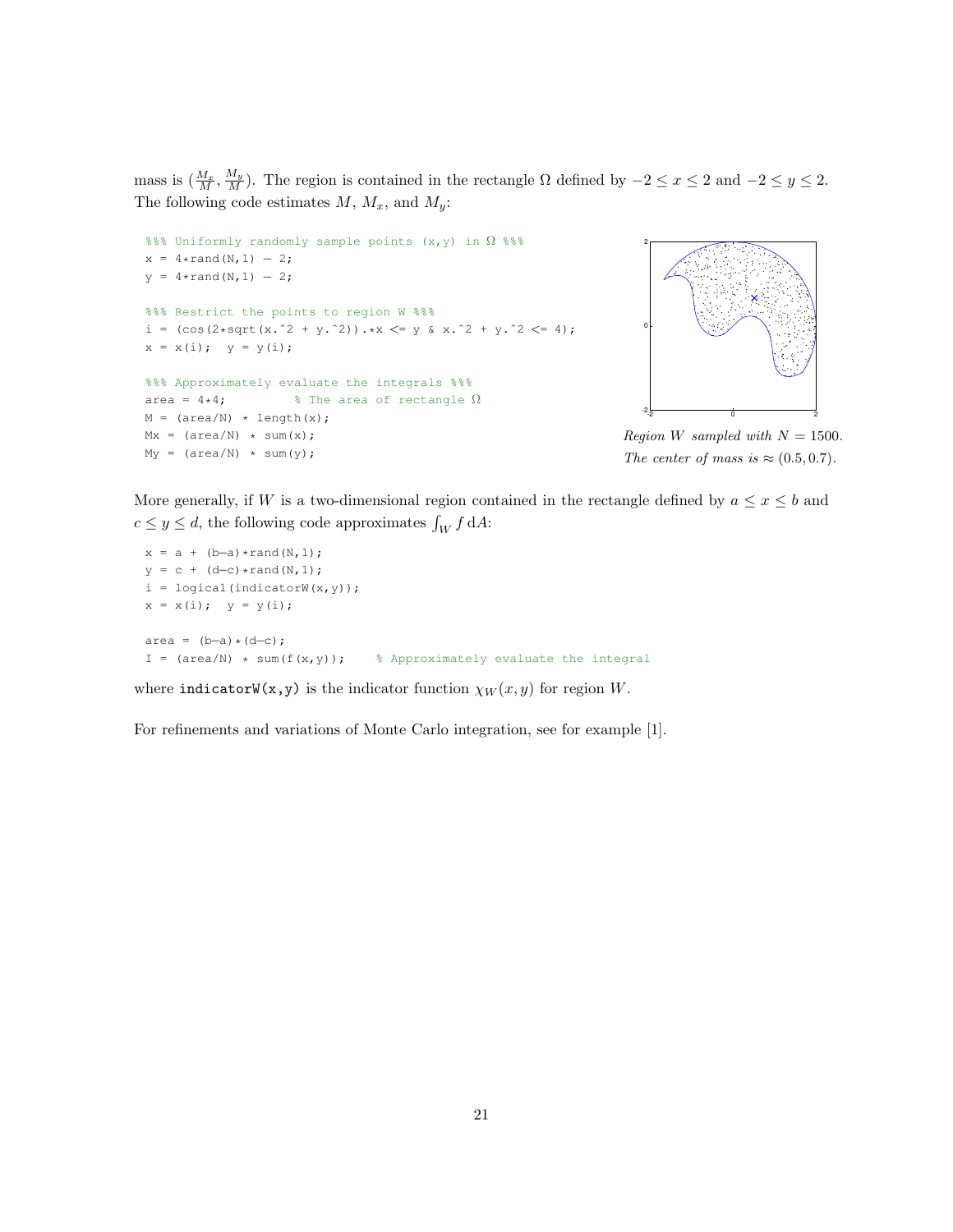mass is $(\frac{M_x}{M}, \frac{M_y}{M})$. The region is contained in the rectangle $\Omega$ defined by $-2 \le x \le 2$ and $-2 \le y \le 2$. The following code estimates $M$, $M_x$, and $M_y$:

```
%%% Uniformly randomly sample points (x,y) in Ω %%%
x = 4*rand(N,1) - 2;
y = 4*rand(N,1) - 2;

%%% Restrict the points to region W %%%
i = (cos(2*sqrt(x.^2 + y.^2)).*x <= y & x.^2 + y.^2 <= 4);
x = x(i);  y = y(i);

%%% Approximately evaluate the integrals %%%
area = 4*4;          % The area of rectangle Ω
M = (area/N) * length(x);
Mx = (area/N) * sum(x);
My = (area/N) * sum(y);
```

*Region $W$ sampled with $N = 1500$. The center of mass is $\approx (0.5, 0.7)$.*

More generally, if $W$ is a two-dimensional region contained in the rectangle defined by $a \le x \le b$ and $c \le y \le d$, the following code approximates $\int_W f \, \mathrm{d}A$:

```
x = a + (b-a)*rand(N,1);
y = c + (d-c)*rand(N,1);
i = logical(indicatorW(x,y));
x = x(i);  y = y(i);

area = (b-a)*(d-c);
I = (area/N) * sum(f(x,y));    % Approximately evaluate the integral
```

where `indicatorW(x,y)` is the indicator function $\chi_W(x, y)$ for region $W$.

For refinements and variations of Monte Carlo integration, see for example [1].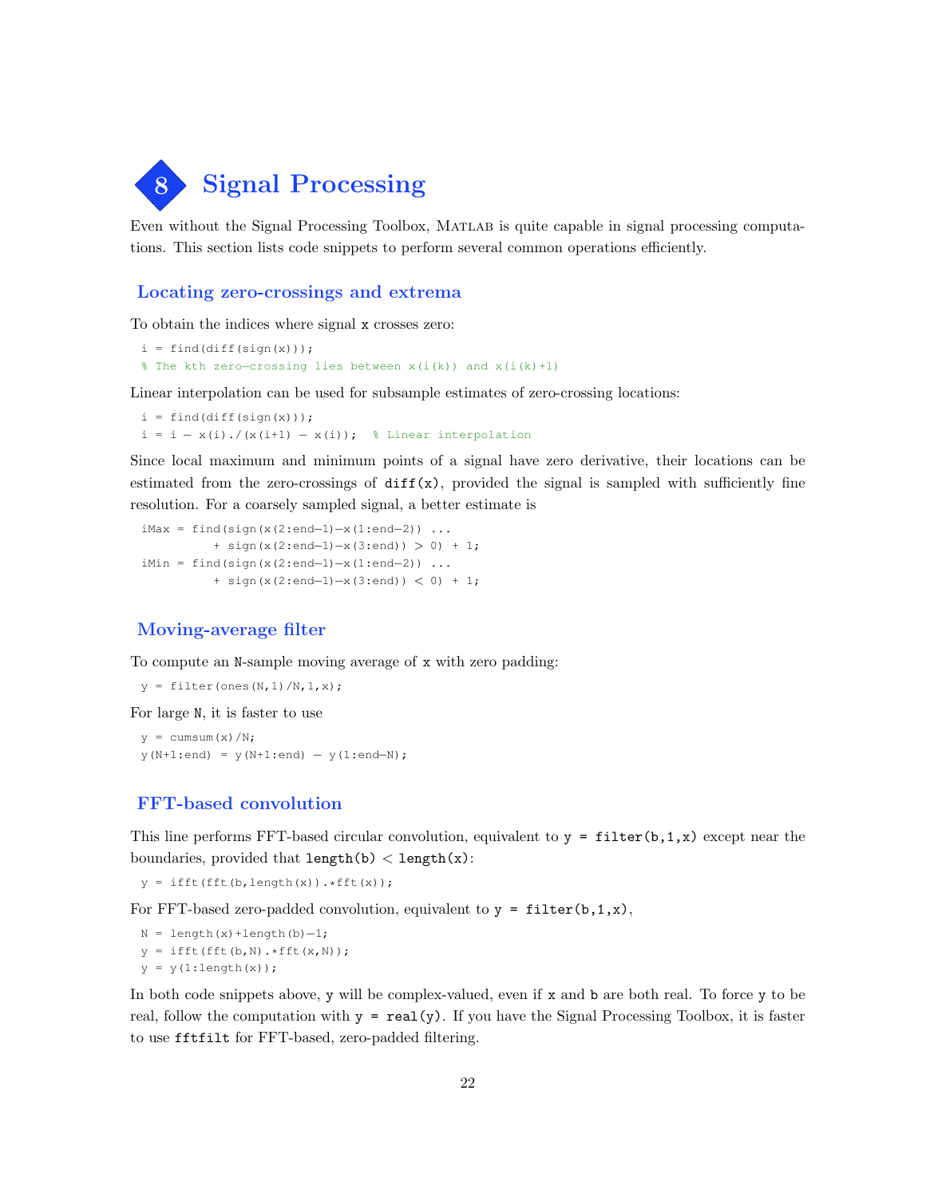# 8 Signal Processing

Even without the Signal Processing Toolbox, MATLAB is quite capable in signal processing computations. This section lists code snippets to perform several common operations efficiently.

## Locating zero-crossings and extrema

To obtain the indices where signal `x` crosses zero:

```
i = find(diff(sign(x)));
% The kth zero-crossing lies between x(i(k)) and x(i(k)+1)
```

Linear interpolation can be used for subsample estimates of zero-crossing locations:

```
i = find(diff(sign(x)));
i = i - x(i)./(x(i+1) - x(i));  % Linear interpolation
```

Since local maximum and minimum points of a signal have zero derivative, their locations can be estimated from the zero-crossings of `diff(x)`, provided the signal is sampled with sufficiently fine resolution. For a coarsely sampled signal, a better estimate is

```
iMax = find(sign(x(2:end-1)-x(1:end-2)) ...
         + sign(x(2:end-1)-x(3:end)) > 0) + 1;
iMin = find(sign(x(2:end-1)-x(1:end-2)) ...
         + sign(x(2:end-1)-x(3:end)) < 0) + 1;
```

## Moving-average filter

To compute an `N`-sample moving average of `x` with zero padding:

```
y = filter(ones(N,1)/N,1,x);
```

For large `N`, it is faster to use

```
y = cumsum(x)/N;
y(N+1:end) = y(N+1:end) - y(1:end-N);
```

## FFT-based convolution

This line performs FFT-based circular convolution, equivalent to `y = filter(b,1,x)` except near the boundaries, provided that `length(b)` < `length(x)`:

```
y = ifft(fft(b,length(x)).*fft(x));
```

For FFT-based zero-padded convolution, equivalent to `y = filter(b,1,x)`,

```
N = length(x)+length(b)-1;
y = ifft(fft(b,N).*fft(x,N));
y = y(1:length(x));
```

In both code snippets above, `y` will be complex-valued, even if `x` and `b` are both real. To force `y` to be real, follow the computation with `y = real(y)`. If you have the Signal Processing Toolbox, it is faster to use `fftfilt` for FFT-based, zero-padded filtering.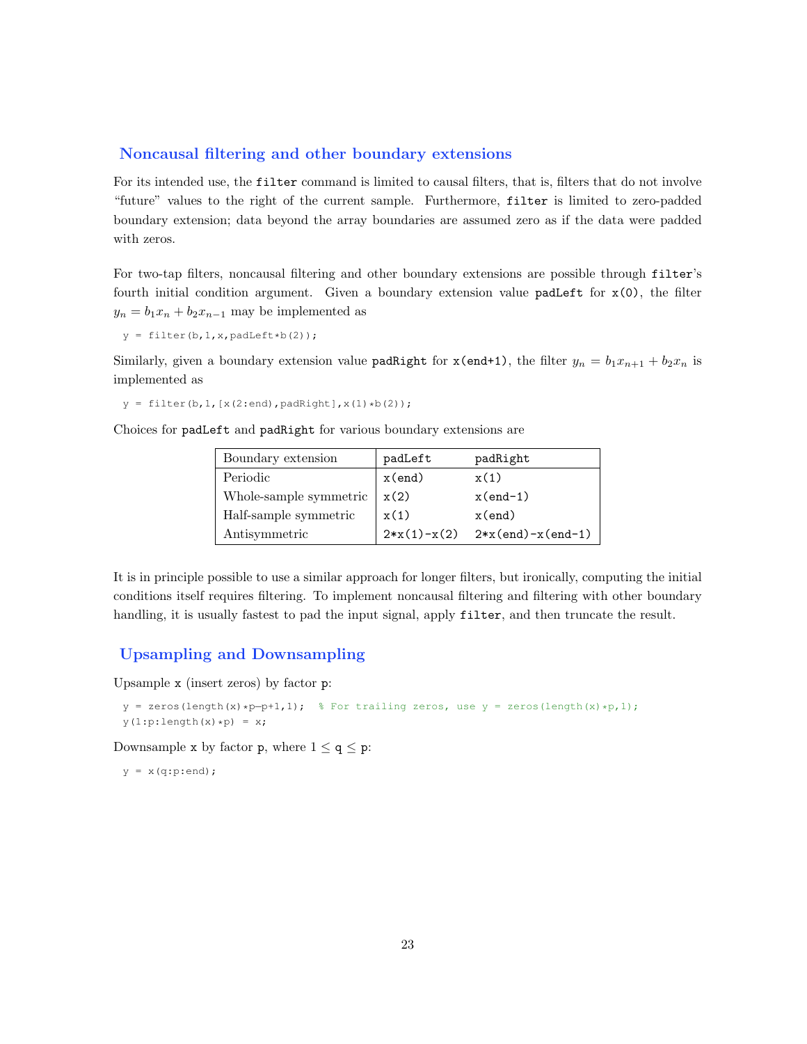## Noncausal filtering and other boundary extensions

For its intended use, the `filter` command is limited to causal filters, that is, filters that do not involve "future" values to the right of the current sample. Furthermore, `filter` is limited to zero-padded boundary extension; data beyond the array boundaries are assumed zero as if the data were padded with zeros.

For two-tap filters, noncausal filtering and other boundary extensions are possible through `filter`'s fourth initial condition argument. Given a boundary extension value `padLeft` for `x(0)`, the filter $y_n = b_1 x_n + b_2 x_{n-1}$ may be implemented as

```
y = filter(b,1,x,padLeft*b(2));
```

Similarly, given a boundary extension value `padRight` for `x(end+1)`, the filter $y_n = b_1 x_{n+1} + b_2 x_n$ is implemented as

```
y = filter(b,1,[x(2:end),padRight],x(1)*b(2));
```

Choices for `padLeft` and `padRight` for various boundary extensions are

| Boundary extension | padLeft | padRight |
|---|---|---|
| Periodic | x(end) | x(1) |
| Whole-sample symmetric | x(2) | x(end-1) |
| Half-sample symmetric | x(1) | x(end) |
| Antisymmetric | 2*x(1)-x(2) | 2*x(end)-x(end-1) |

It is in principle possible to use a similar approach for longer filters, but ironically, computing the initial conditions itself requires filtering. To implement noncausal filtering and filtering with other boundary handling, it is usually fastest to pad the input signal, apply `filter`, and then truncate the result.

## Upsampling and Downsampling

Upsample `x` (insert zeros) by factor `p`:

```
y = zeros(length(x)*p-p+1,1);  % For trailing zeros, use y = zeros(length(x)*p,1);
y(1:p:length(x)*p) = x;
```

Downsample `x` by factor `p`, where $1 \leq$ `q` $\leq$ `p`:

```
y = x(q:p:end);
```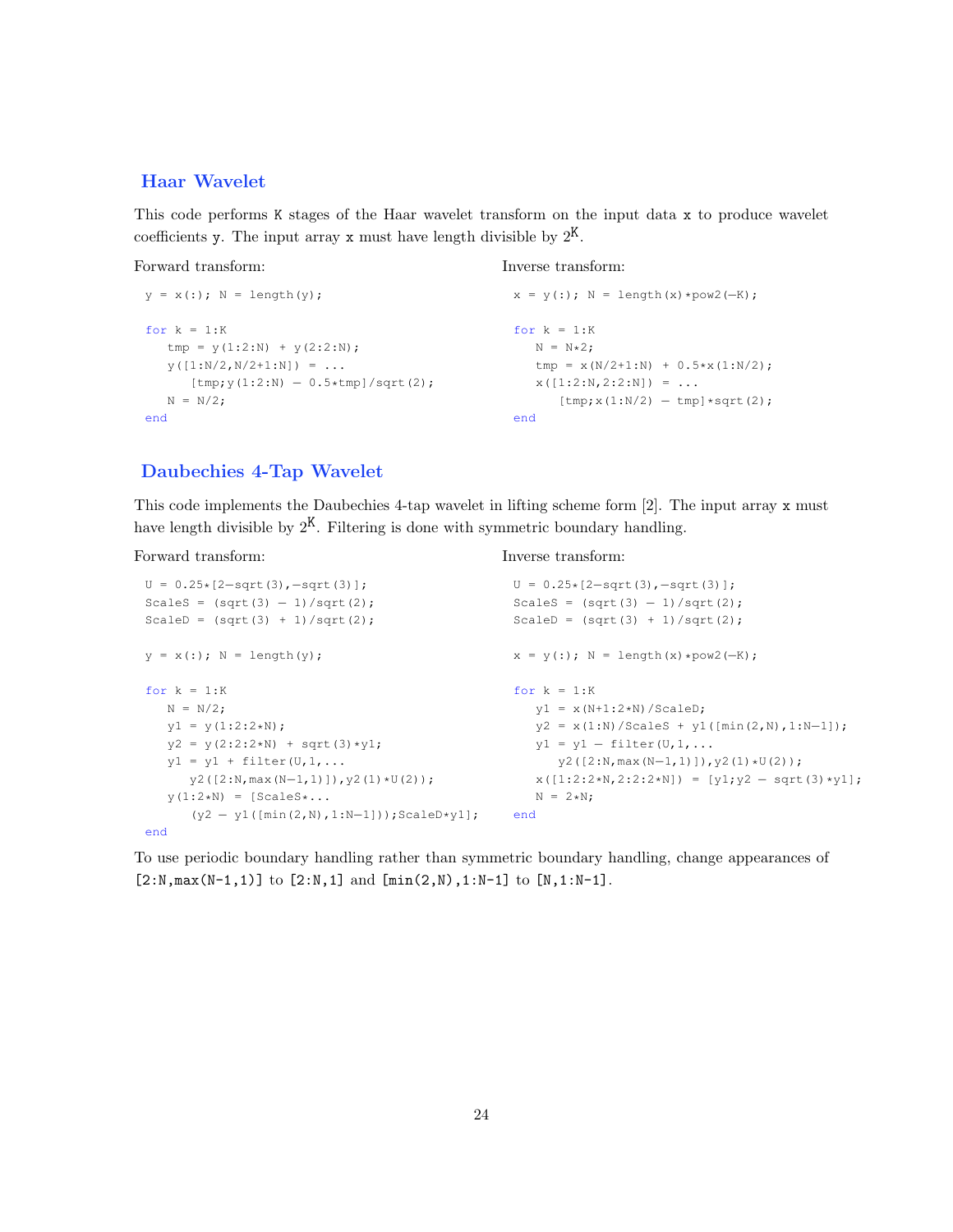## Haar Wavelet

This code performs `K` stages of the Haar wavelet transform on the input data `x` to produce wavelet coefficients `y`. The input array `x` must have length divisible by $2^K$.

Forward transform:

```
y = x(:); N = length(y);

for k = 1:K
   tmp = y(1:2:N) + y(2:2:N);
   y([1:N/2,N/2+1:N]) = ...
      [tmp;y(1:2:N) - 0.5*tmp]/sqrt(2);
   N = N/2;
end
```

Inverse transform:

```
x = y(:); N = length(x)*pow2(-K);

for k = 1:K
   N = N*2;
   tmp = x(N/2+1:N) + 0.5*x(1:N/2);
   x([1:2:N,2:2:N]) = ...
      [tmp;x(1:N/2) - tmp]*sqrt(2);
end
```

## Daubechies 4-Tap Wavelet

This code implements the Daubechies 4-tap wavelet in lifting scheme form [2]. The input array `x` must have length divisible by $2^K$. Filtering is done with symmetric boundary handling.

Forward transform:

```
U = 0.25*[2-sqrt(3),-sqrt(3)];
ScaleS = (sqrt(3) - 1)/sqrt(2);
ScaleD = (sqrt(3) + 1)/sqrt(2);

y = x(:); N = length(y);

for k = 1:K
   N = N/2;
   y1 = y(1:2:2*N);
   y2 = y(2:2:2*N) + sqrt(3)*y1;
   y1 = y1 + filter(U,1,...
      y2([2:N,max(N-1,1)]),y2(1)*U(2));
   y(1:2*N) = [ScaleS*...
      (y2 - y1([min(2,N),1:N-1]));ScaleD*y1];
end
```

Inverse transform:

```
U = 0.25*[2-sqrt(3),-sqrt(3)];
ScaleS = (sqrt(3) - 1)/sqrt(2);
ScaleD = (sqrt(3) + 1)/sqrt(2);

x = y(:); N = length(x)*pow2(-K);

for k = 1:K
   y1 = x(N+1:2*N)/ScaleD;
   y2 = x(1:N)/ScaleS + y1([min(2,N),1:N-1]);
   y1 = y1 - filter(U,1,...
      y2([2:N,max(N-1,1)]),y2(1)*U(2));
   x([1:2:2*N,2:2:2*N]) = [y1;y2 - sqrt(3)*y1];
   N = 2*N;
end
```

To use periodic boundary handling rather than symmetric boundary handling, change appearances of `[2:N,max(N-1,1)]` to `[2:N,1]` and `[min(2,N),1:N-1]` to `[N,1:N-1]`.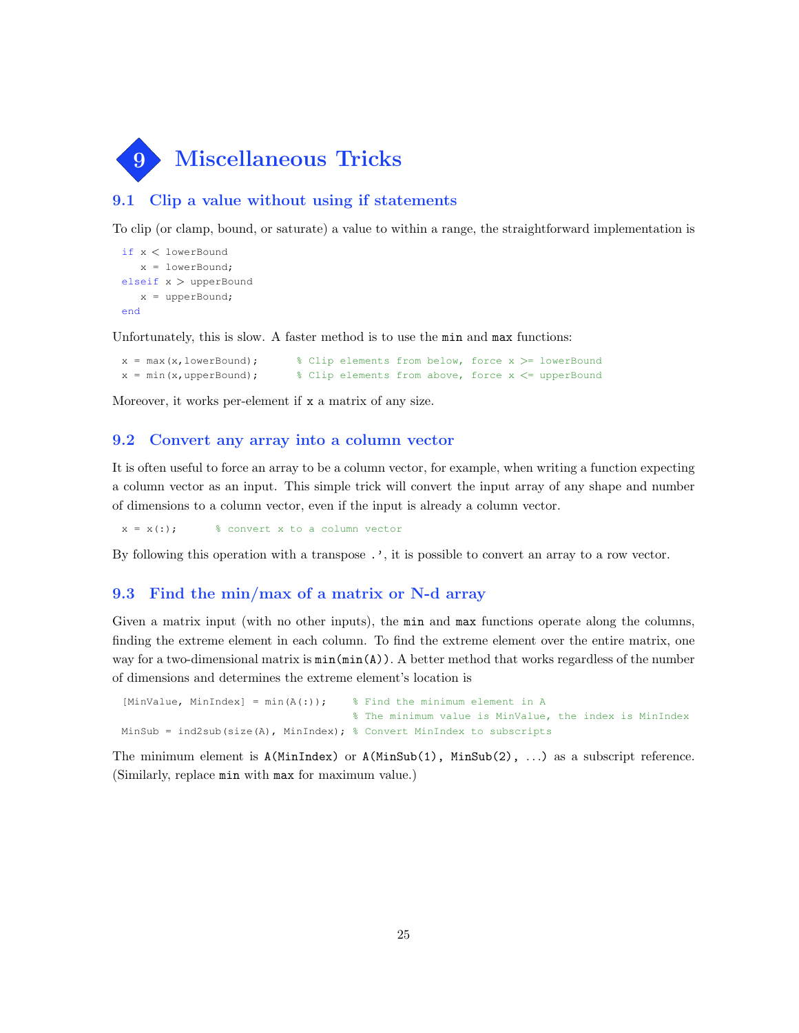# 9 Miscellaneous Tricks

## 9.1 Clip a value without using if statements

To clip (or clamp, bound, or saturate) a value to within a range, the straightforward implementation is

```
if x < lowerBound
   x = lowerBound;
elseif x > upperBound
   x = upperBound;
end
```

Unfortunately, this is slow. A faster method is to use the `min` and `max` functions:

```
x = max(x,lowerBound);      % Clip elements from below, force x >= lowerBound
x = min(x,upperBound);      % Clip elements from above, force x <= upperBound
```

Moreover, it works per-element if `x` a matrix of any size.

## 9.2 Convert any array into a column vector

It is often useful to force an array to be a column vector, for example, when writing a function expecting a column vector as an input. This simple trick will convert the input array of any shape and number of dimensions to a column vector, even if the input is already a column vector.

```
x = x(:);      % convert x to a column vector
```

By following this operation with a transpose `.'`, it is possible to convert an array to a row vector.

## 9.3 Find the min/max of a matrix or N-d array

Given a matrix input (with no other inputs), the `min` and `max` functions operate along the columns, finding the extreme element in each column. To find the extreme element over the entire matrix, one way for a two-dimensional matrix is `min(min(A))`. A better method that works regardless of the number of dimensions and determines the extreme element's location is

```
[MinValue, MinIndex] = min(A(:));    % Find the minimum element in A
                                     % The minimum value is MinValue, the index is MinIndex
MinSub = ind2sub(size(A), MinIndex); % Convert MinIndex to subscripts
```

The minimum element is `A(MinIndex)` or `A(MinSub(1), MinSub(2), ...)` as a subscript reference. (Similarly, replace `min` with `max` for maximum value.)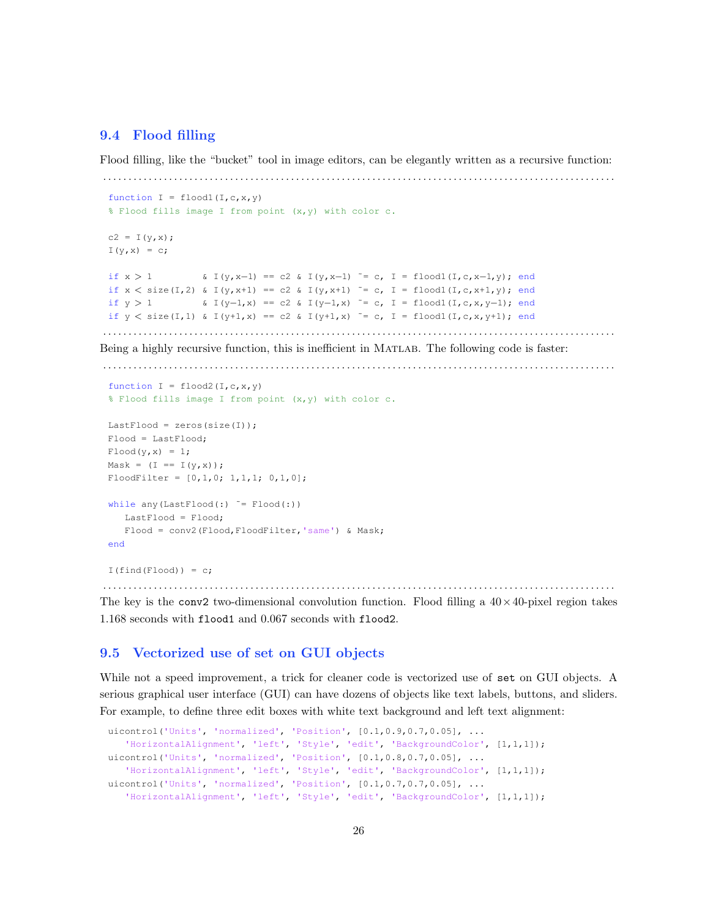## 9.4 Flood filling

Flood filling, like the "bucket" tool in image editors, can be elegantly written as a recursive function:

```
function I = flood1(I,c,x,y)
% Flood fills image I from point (x,y) with color c.

c2 = I(y,x);
I(y,x) = c;

if x > 1         & I(y,x-1) == c2 & I(y,x-1) ~= c, I = flood1(I,c,x-1,y); end
if x < size(I,2) & I(y,x+1) == c2 & I(y,x+1) ~= c, I = flood1(I,c,x+1,y); end
if y > 1         & I(y-1,x) == c2 & I(y-1,x) ~= c, I = flood1(I,c,x,y-1); end
if y < size(I,1) & I(y+1,x) == c2 & I(y+1,x) ~= c, I = flood1(I,c,x,y+1); end
```

Being a highly recursive function, this is inefficient in MATLAB. The following code is faster:

```
function I = flood2(I,c,x,y)
% Flood fills image I from point (x,y) with color c.

LastFlood = zeros(size(I));
Flood = LastFlood;
Flood(y,x) = 1;
Mask = (I == I(y,x));
FloodFilter = [0,1,0; 1,1,1; 0,1,0];

while any(LastFlood(:) ~= Flood(:))
   LastFlood = Flood;
   Flood = conv2(Flood,FloodFilter,'same') & Mask;
end

I(find(Flood)) = c;
```

The key is the `conv2` two-dimensional convolution function. Flood filling a $40\times40$-pixel region takes 1.168 seconds with `flood1` and 0.067 seconds with `flood2`.

## 9.5 Vectorized use of set on GUI objects

While not a speed improvement, a trick for cleaner code is vectorized use of `set` on GUI objects. A serious graphical user interface (GUI) can have dozens of objects like text labels, buttons, and sliders. For example, to define three edit boxes with white text background and left text alignment:

```
uicontrol('Units', 'normalized', 'Position', [0.1,0.9,0.7,0.05], ...
   'HorizontalAlignment', 'left', 'Style', 'edit', 'BackgroundColor', [1,1,1]);
uicontrol('Units', 'normalized', 'Position', [0.1,0.8,0.7,0.05], ...
   'HorizontalAlignment', 'left', 'Style', 'edit', 'BackgroundColor', [1,1,1]);
uicontrol('Units', 'normalized', 'Position', [0.1,0.7,0.7,0.05], ...
   'HorizontalAlignment', 'left', 'Style', 'edit', 'BackgroundColor', [1,1,1]);
```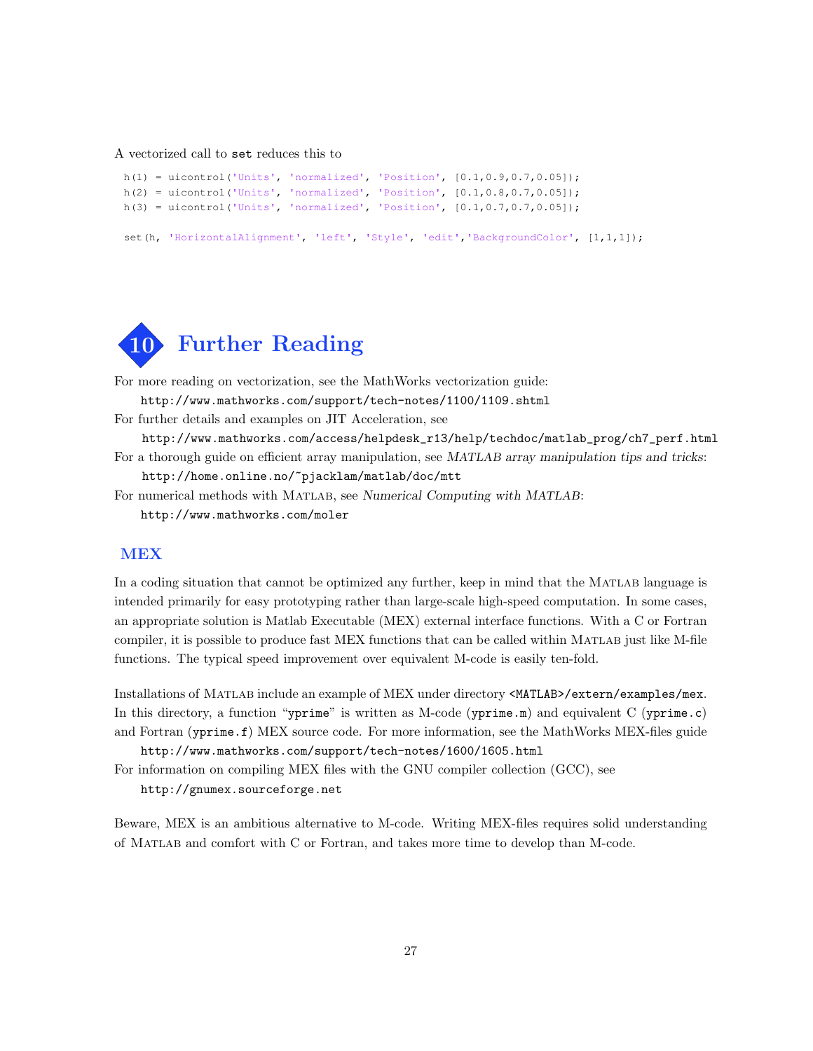A vectorized call to `set` reduces this to

```
h(1) = uicontrol('Units', 'normalized', 'Position', [0.1,0.9,0.7,0.05]);
h(2) = uicontrol('Units', 'normalized', 'Position', [0.1,0.8,0.7,0.05]);
h(3) = uicontrol('Units', 'normalized', 'Position', [0.1,0.7,0.7,0.05]);

set(h, 'HorizontalAlignment', 'left', 'Style', 'edit','BackgroundColor', [1,1,1]);
```

# 10 Further Reading

For more reading on vectorization, see the MathWorks vectorization guide:
`http://www.mathworks.com/support/tech-notes/1100/1109.shtml`

For further details and examples on JIT Acceleration, see
`http://www.mathworks.com/access/helpdesk_r13/help/techdoc/matlab_prog/ch7_perf.html`

For a thorough guide on efficient array manipulation, see *MATLAB array manipulation tips and tricks*:
`http://home.online.no/~pjacklam/matlab/doc/mtt`

For numerical methods with MATLAB, see *Numerical Computing with MATLAB*:
`http://www.mathworks.com/moler`

## MEX

In a coding situation that cannot be optimized any further, keep in mind that the MATLAB language is intended primarily for easy prototyping rather than large-scale high-speed computation. In some cases, an appropriate solution is Matlab Executable (MEX) external interface functions. With a C or Fortran compiler, it is possible to produce fast MEX functions that can be called within MATLAB just like M-file functions. The typical speed improvement over equivalent M-code is easily ten-fold.

Installations of MATLAB include an example of MEX under directory `<MATLAB>/extern/examples/mex`. In this directory, a function "`yprime`" is written as M-code (`yprime.m`) and equivalent C (`yprime.c`) and Fortran (`yprime.f`) MEX source code. For more information, see the MathWorks MEX-files guide
`http://www.mathworks.com/support/tech-notes/1600/1605.html`

For information on compiling MEX files with the GNU compiler collection (GCC), see
`http://gnumex.sourceforge.net`

Beware, MEX is an ambitious alternative to M-code. Writing MEX-files requires solid understanding of MATLAB and comfort with C or Fortran, and takes more time to develop than M-code.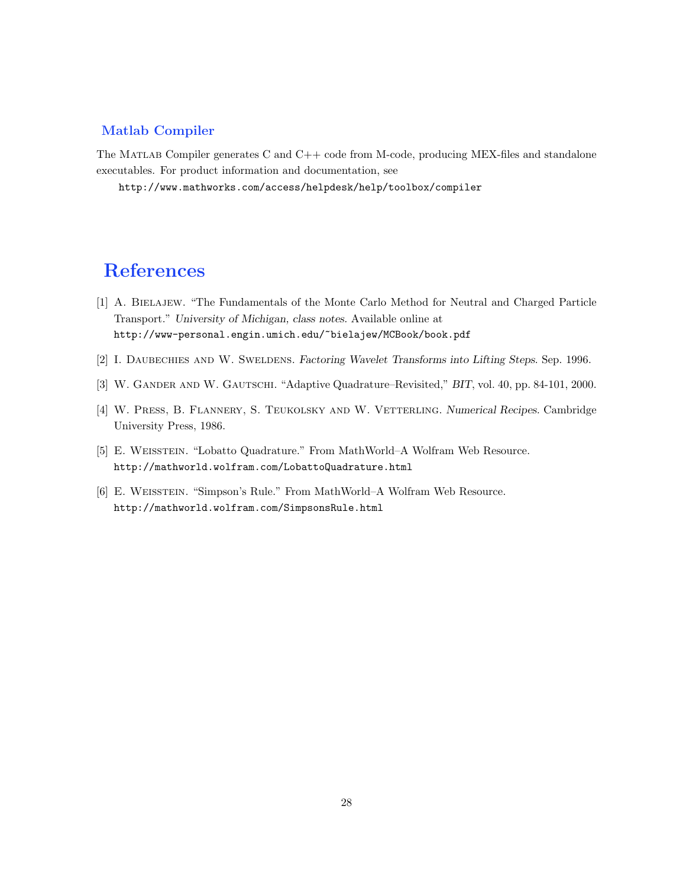### Matlab Compiler

The MATLAB Compiler generates C and C++ code from M-code, producing MEX-files and standalone executables. For product information and documentation, see

`http://www.mathworks.com/access/helpdesk/help/toolbox/compiler`

## References

[1] A. BIELAJEW. "The Fundamentals of the Monte Carlo Method for Neutral and Charged Particle Transport." *University of Michigan, class notes.* Available online at
`http://www-personal.engin.umich.edu/~bielajew/MCBook/book.pdf`

[2] I. DAUBECHIES AND W. SWELDENS. *Factoring Wavelet Transforms into Lifting Steps.* Sep. 1996.

[3] W. GANDER AND W. GAUTSCHI. "Adaptive Quadrature–Revisited," *BIT*, vol. 40, pp. 84-101, 2000.

[4] W. PRESS, B. FLANNERY, S. TEUKOLSKY AND W. VETTERLING. *Numerical Recipes.* Cambridge University Press, 1986.

[5] E. WEISSTEIN. "Lobatto Quadrature." From MathWorld–A Wolfram Web Resource.
`http://mathworld.wolfram.com/LobattoQuadrature.html`

[6] E. WEISSTEIN. "Simpson's Rule." From MathWorld–A Wolfram Web Resource.
`http://mathworld.wolfram.com/SimpsonsRule.html`